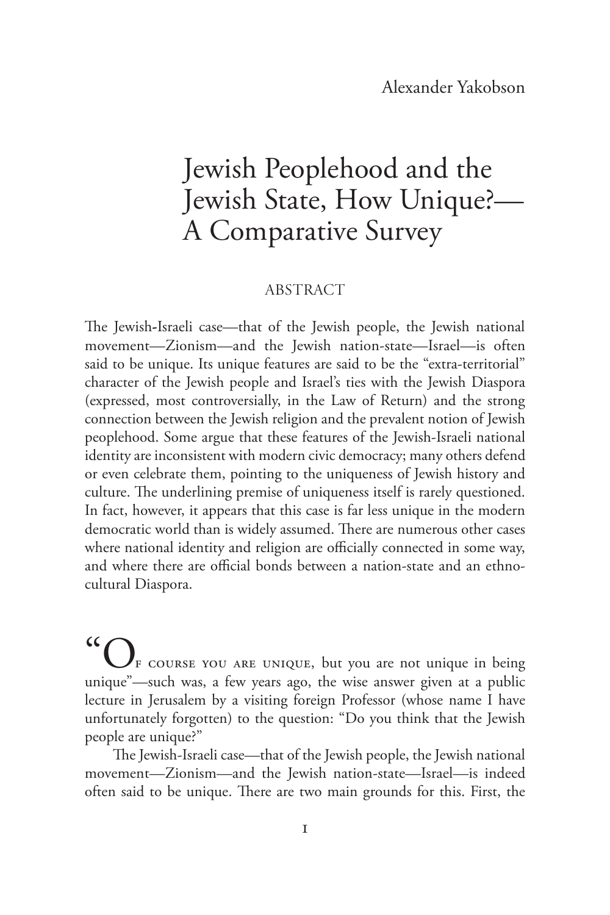Alexander Yakobson

# Jewish Peoplehood and the Jewish State, How Unique?—A Comparative Survey

## ABSTRACT

The Jewish-Israeli case—that of the Jewish people, the Jewish national movement—Zionism—and the Jewish nation-state—Israel—is often said to be unique. Its unique features are said to be the "extra-territorial" character of the Jewish people and Israel's ties with the Jewish Diaspora (expressed, most controversially, in the Law of Return) and the strong connection between the Jewish religion and the prevalent notion of Jewish peoplehood. Some argue that these features of the Jewish-Israeli national identity are inconsistent with modern civic democracy; many others defend or even celebrate them, pointing to the uniqueness of Jewish history and culture. The underlining premise of uniqueness itself is rarely questioned. In fact, however, it appears that this case is far less unique in the modern democratic world than is widely assumed. There are numerous other cases where national identity and religion are officially connected in some way, and where there are official bonds between a nation-state and an ethno-cultural Diaspora.

"Of course you are unique, but you are not unique in being unique"—such was, a few years ago, the wise answer given at a public lecture in Jerusalem by a visiting foreign Professor (whose name I have unfortunately forgotten) to the question: "Do you think that the Jewish people are unique?"

The Jewish-Israeli case—that of the Jewish people, the Jewish national movement—Zionism—and the Jewish nation-state—Israel—is indeed often said to be unique. There are two main grounds for this. First, the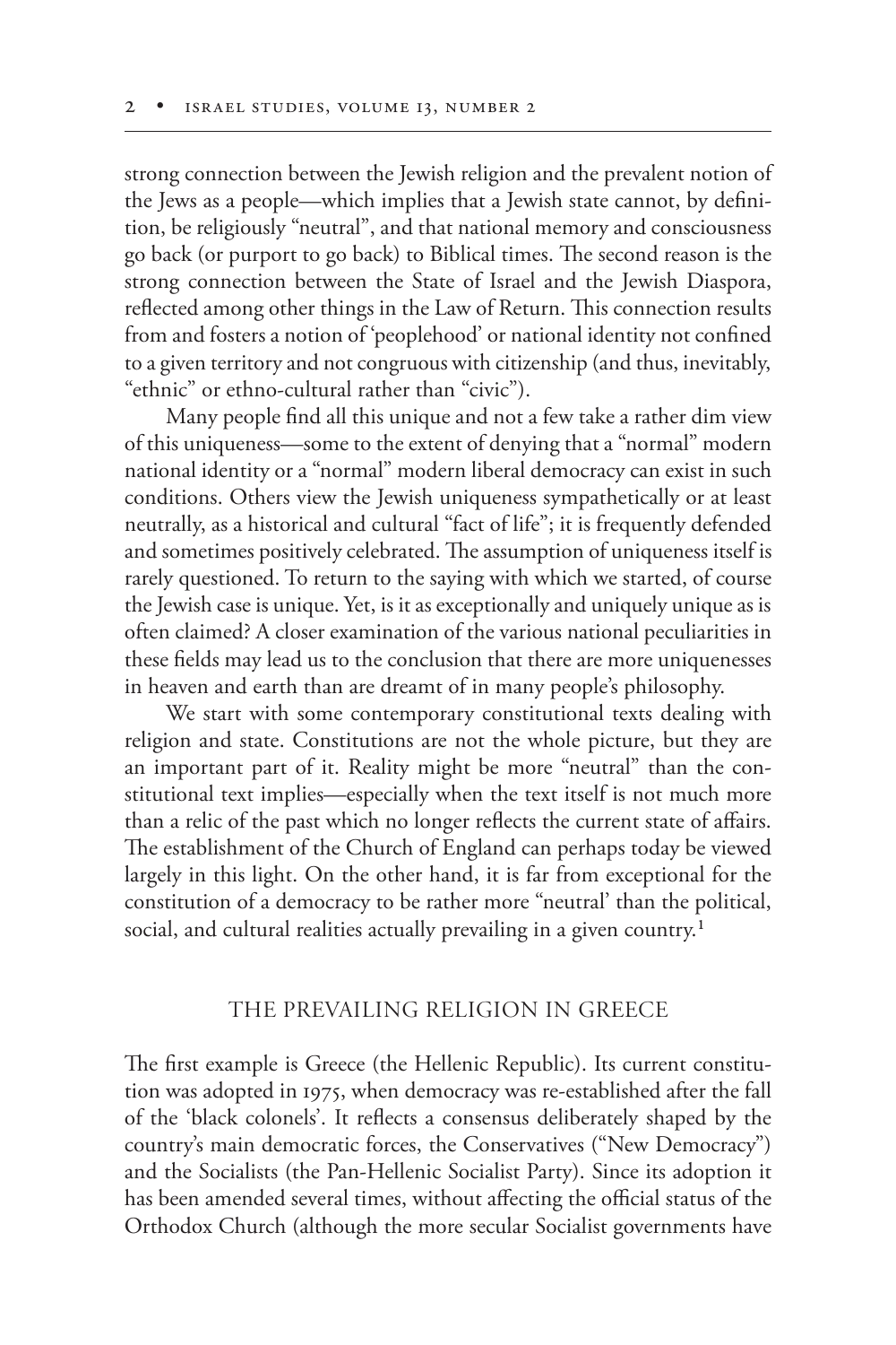strong connection between the Jewish religion and the prevalent notion of the Jews as a people—which implies that a Jewish state cannot, by definition, be religiously "neutral", and that national memory and consciousness go back (or purport to go back) to Biblical times. The second reason is the strong connection between the State of Israel and the Jewish Diaspora, reflected among other things in the Law of Return. This connection results from and fosters a notion of 'peoplehood' or national identity not confined to a given territory and not congruous with citizenship (and thus, inevitably, "ethnic" or ethno-cultural rather than "civic").

Many people find all this unique and not a few take a rather dim view of this uniqueness—some to the extent of denying that a "normal" modern national identity or a "normal" modern liberal democracy can exist in such conditions. Others view the Jewish uniqueness sympathetically or at least neutrally, as a historical and cultural "fact of life"; it is frequently defended and sometimes positively celebrated. The assumption of uniqueness itself is rarely questioned. To return to the saying with which we started, of course the Jewish case is unique. Yet, is it as exceptionally and uniquely unique as is often claimed? A closer examination of the various national peculiarities in these fields may lead us to the conclusion that there are more uniquenesses in heaven and earth than are dreamt of in many people's philosophy.

We start with some contemporary constitutional texts dealing with religion and state. Constitutions are not the whole picture, but they are an important part of it. Reality might be more "neutral" than the constitutional text implies—especially when the text itself is not much more than a relic of the past which no longer reflects the current state of affairs. The establishment of the Church of England can perhaps today be viewed largely in this light. On the other hand, it is far from exceptional for the constitution of a democracy to be rather more "neutral' than the political, social, and cultural realities actually prevailing in a given country.[1]

## THE PREVAILING RELIGION IN GREECE

The first example is Greece (the Hellenic Republic). Its current constitution was adopted in 1975, when democracy was re-established after the fall of the 'black colonels'. It reflects a consensus deliberately shaped by the country's main democratic forces, the Conservatives ("New Democracy") and the Socialists (the Pan-Hellenic Socialist Party). Since its adoption it has been amended several times, without affecting the official status of the Orthodox Church (although the more secular Socialist governments have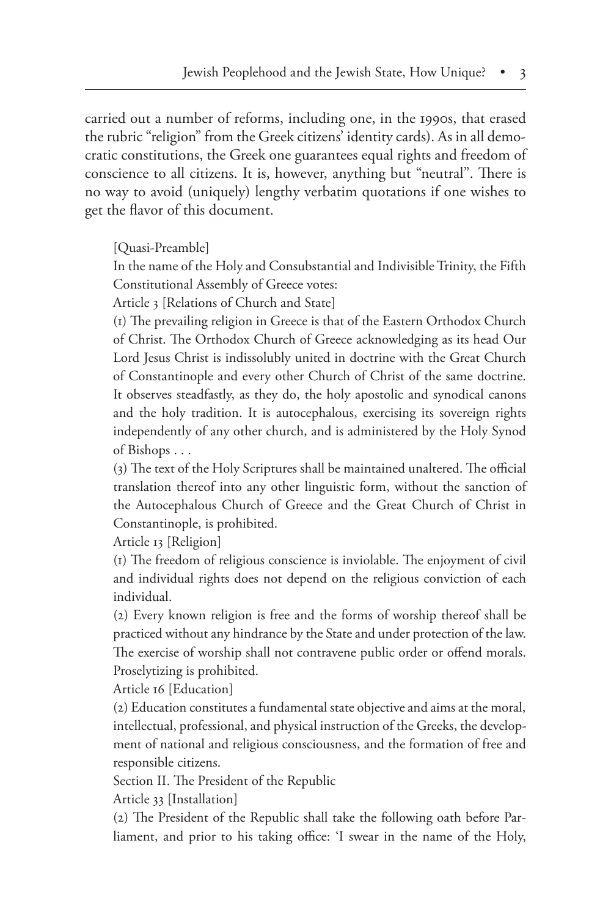carried out a number of reforms, including one, in the 1990s, that erased the rubric "religion" from the Greek citizens' identity cards). As in all democratic constitutions, the Greek one guarantees equal rights and freedom of conscience to all citizens. It is, however, anything but "neutral". There is no way to avoid (uniquely) lengthy verbatim quotations if one wishes to get the flavor of this document.

> [Quasi-Preamble]
>
> In the name of the Holy and Consubstantial and Indivisible Trinity, the Fifth Constitutional Assembly of Greece votes:
>
> Article 3 [Relations of Church and State]
>
> (1) The prevailing religion in Greece is that of the Eastern Orthodox Church of Christ. The Orthodox Church of Greece acknowledging as its head Our Lord Jesus Christ is indissolubly united in doctrine with the Great Church of Constantinople and every other Church of Christ of the same doctrine. It observes steadfastly, as they do, the holy apostolic and synodical canons and the holy tradition. It is autocephalous, exercising its sovereign rights independently of any other church, and is administered by the Holy Synod of Bishops . . .
>
> (3) The text of the Holy Scriptures shall be maintained unaltered. The official translation thereof into any other linguistic form, without the sanction of the Autocephalous Church of Greece and the Great Church of Christ in Constantinople, is prohibited.
>
> Article 13 [Religion]
>
> (1) The freedom of religious conscience is inviolable. The enjoyment of civil and individual rights does not depend on the religious conviction of each individual.
>
> (2) Every known religion is free and the forms of worship thereof shall be practiced without any hindrance by the State and under protection of the law. The exercise of worship shall not contravene public order or offend morals. Proselytizing is prohibited.
>
> Article 16 [Education]
>
> (2) Education constitutes a fundamental state objective and aims at the moral, intellectual, professional, and physical instruction of the Greeks, the development of national and religious consciousness, and the formation of free and responsible citizens.
>
> Section II. The President of the Republic
>
> Article 33 [Installation]
>
> (2) The President of the Republic shall take the following oath before Parliament, and prior to his taking office: 'I swear in the name of the Holy,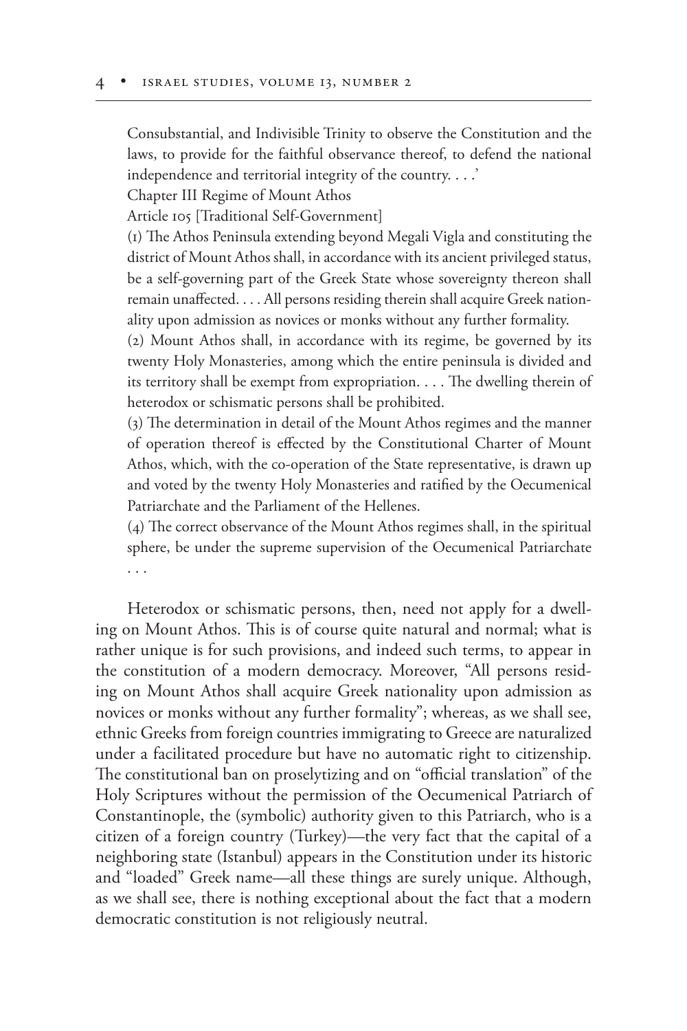Consubstantial, and Indivisible Trinity to observe the Constitution and the laws, to provide for the faithful observance thereof, to defend the national independence and territorial integrity of the country. . . .'

Chapter III Regime of Mount Athos

Article 105 [Traditional Self-Government]

(1) The Athos Peninsula extending beyond Megali Vigla and constituting the district of Mount Athos shall, in accordance with its ancient privileged status, be a self-governing part of the Greek State whose sovereignty thereon shall remain unaffected. . . . All persons residing therein shall acquire Greek nationality upon admission as novices or monks without any further formality.

(2) Mount Athos shall, in accordance with its regime, be governed by its twenty Holy Monasteries, among which the entire peninsula is divided and its territory shall be exempt from expropriation. . . . The dwelling therein of heterodox or schismatic persons shall be prohibited.

(3) The determination in detail of the Mount Athos regimes and the manner of operation thereof is effected by the Constitutional Charter of Mount Athos, which, with the co-operation of the State representative, is drawn up and voted by the twenty Holy Monasteries and ratified by the Oecumenical Patriarchate and the Parliament of the Hellenes.

(4) The correct observance of the Mount Athos regimes shall, in the spiritual sphere, be under the supreme supervision of the Oecumenical Patriarchate . . .

Heterodox or schismatic persons, then, need not apply for a dwelling on Mount Athos. This is of course quite natural and normal; what is rather unique is for such provisions, and indeed such terms, to appear in the constitution of a modern democracy. Moreover, "All persons residing on Mount Athos shall acquire Greek nationality upon admission as novices or monks without any further formality"; whereas, as we shall see, ethnic Greeks from foreign countries immigrating to Greece are naturalized under a facilitated procedure but have no automatic right to citizenship. The constitutional ban on proselytizing and on "official translation" of the Holy Scriptures without the permission of the Oecumenical Patriarch of Constantinople, the (symbolic) authority given to this Patriarch, who is a citizen of a foreign country (Turkey)—the very fact that the capital of a neighboring state (Istanbul) appears in the Constitution under its historic and "loaded" Greek name—all these things are surely unique. Although, as we shall see, there is nothing exceptional about the fact that a modern democratic constitution is not religiously neutral.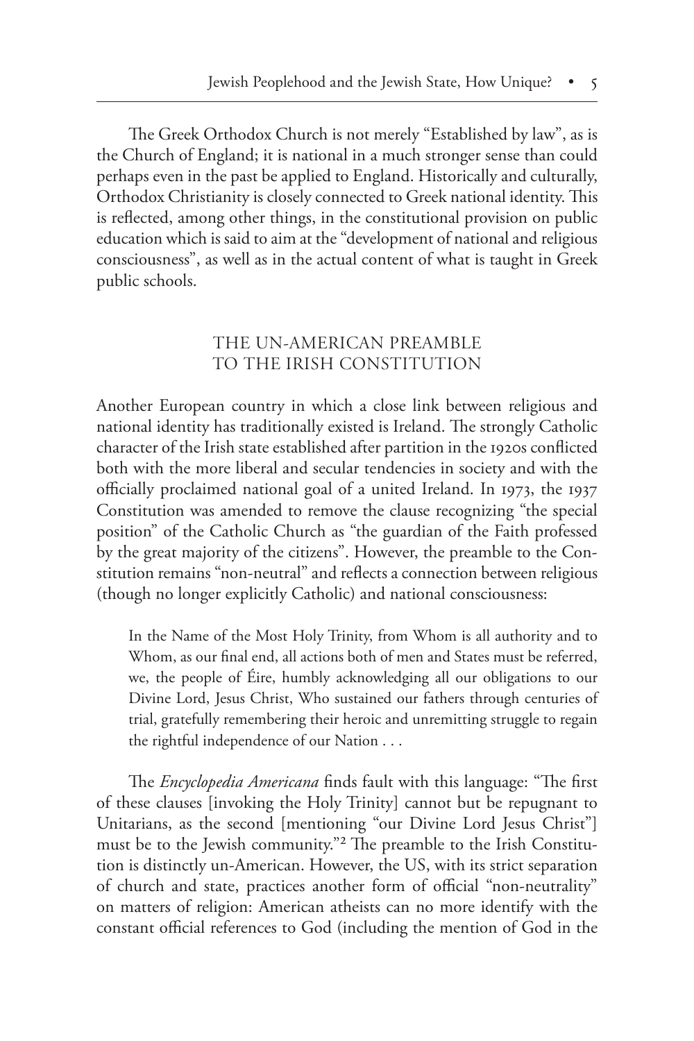The Greek Orthodox Church is not merely "Established by law", as is the Church of England; it is national in a much stronger sense than could perhaps even in the past be applied to England. Historically and culturally, Orthodox Christianity is closely connected to Greek national identity. This is reflected, among other things, in the constitutional provision on public education which is said to aim at the "development of national and religious consciousness", as well as in the actual content of what is taught in Greek public schools.

## THE UN-AMERICAN PREAMBLE TO THE IRISH CONSTITUTION

Another European country in which a close link between religious and national identity has traditionally existed is Ireland. The strongly Catholic character of the Irish state established after partition in the 1920s conflicted both with the more liberal and secular tendencies in society and with the officially proclaimed national goal of a united Ireland. In 1973, the 1937 Constitution was amended to remove the clause recognizing "the special position" of the Catholic Church as "the guardian of the Faith professed by the great majority of the citizens". However, the preamble to the Constitution remains "non-neutral" and reflects a connection between religious (though no longer explicitly Catholic) and national consciousness:

> In the Name of the Most Holy Trinity, from Whom is all authority and to Whom, as our final end, all actions both of men and States must be referred, we, the people of Éire, humbly acknowledging all our obligations to our Divine Lord, Jesus Christ, Who sustained our fathers through centuries of trial, gratefully remembering their heroic and unremitting struggle to regain the rightful independence of our Nation . . .

The *Encyclopedia Americana* finds fault with this language: "The first of these clauses [invoking the Holy Trinity] cannot but be repugnant to Unitarians, as the second [mentioning "our Divine Lord Jesus Christ"] must be to the Jewish community."[2] The preamble to the Irish Constitution is distinctly un-American. However, the US, with its strict separation of church and state, practices another form of official "non-neutrality" on matters of religion: American atheists can no more identify with the constant official references to God (including the mention of God in the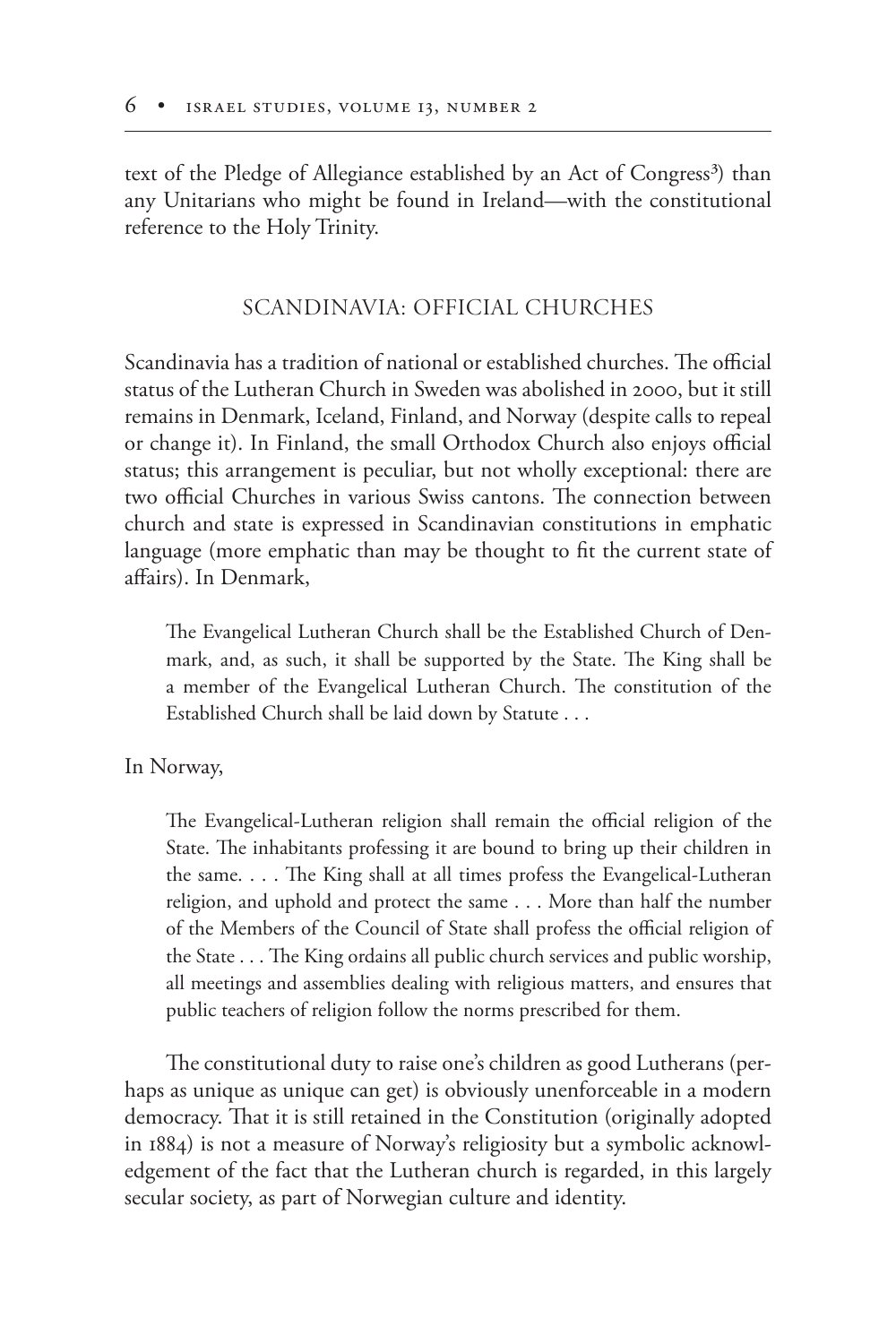text of the Pledge of Allegiance established by an Act of Congress[3]) than any Unitarians who might be found in Ireland—with the constitutional reference to the Holy Trinity.

## SCANDINAVIA: OFFICIAL CHURCHES

Scandinavia has a tradition of national or established churches. The official status of the Lutheran Church in Sweden was abolished in 2000, but it still remains in Denmark, Iceland, Finland, and Norway (despite calls to repeal or change it). In Finland, the small Orthodox Church also enjoys official status; this arrangement is peculiar, but not wholly exceptional: there are two official Churches in various Swiss cantons. The connection between church and state is expressed in Scandinavian constitutions in emphatic language (more emphatic than may be thought to fit the current state of affairs). In Denmark,

> The Evangelical Lutheran Church shall be the Established Church of Denmark, and, as such, it shall be supported by the State. The King shall be a member of the Evangelical Lutheran Church. The constitution of the Established Church shall be laid down by Statute . . .

In Norway,

> The Evangelical-Lutheran religion shall remain the official religion of the State. The inhabitants professing it are bound to bring up their children in the same. . . . The King shall at all times profess the Evangelical-Lutheran religion, and uphold and protect the same . . . More than half the number of the Members of the Council of State shall profess the official religion of the State . . . The King ordains all public church services and public worship, all meetings and assemblies dealing with religious matters, and ensures that public teachers of religion follow the norms prescribed for them.

The constitutional duty to raise one's children as good Lutherans (perhaps as unique as unique can get) is obviously unenforceable in a modern democracy. That it is still retained in the Constitution (originally adopted in 1884) is not a measure of Norway's religiosity but a symbolic acknowledgement of the fact that the Lutheran church is regarded, in this largely secular society, as part of Norwegian culture and identity.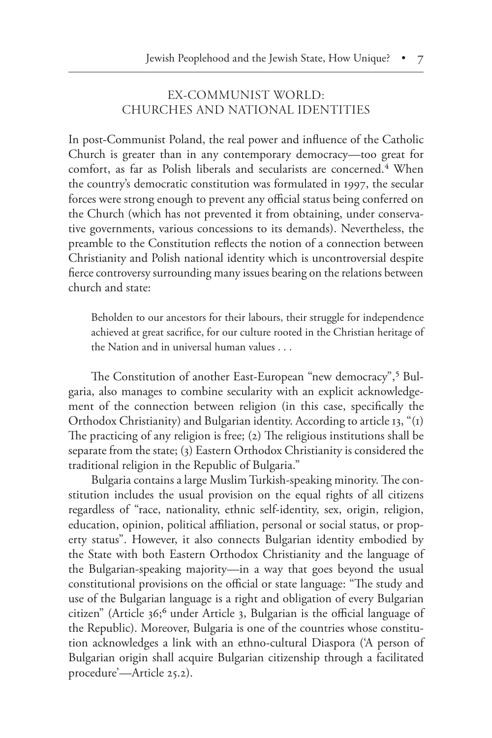## EX-COMMUNIST WORLD: CHURCHES AND NATIONAL IDENTITIES

In post-Communist Poland, the real power and influence of the Catholic Church is greater than in any contemporary democracy—too great for comfort, as far as Polish liberals and secularists are concerned.[4] When the country's democratic constitution was formulated in 1997, the secular forces were strong enough to prevent any official status being conferred on the Church (which has not prevented it from obtaining, under conservative governments, various concessions to its demands). Nevertheless, the preamble to the Constitution reflects the notion of a connection between Christianity and Polish national identity which is uncontroversial despite fierce controversy surrounding many issues bearing on the relations between church and state:

> Beholden to our ancestors for their labours, their struggle for independence achieved at great sacrifice, for our culture rooted in the Christian heritage of the Nation and in universal human values . . .

The Constitution of another East-European "new democracy",[5] Bulgaria, also manages to combine secularity with an explicit acknowledgement of the connection between religion (in this case, specifically the Orthodox Christianity) and Bulgarian identity. According to article 13, "(1) The practicing of any religion is free; (2) The religious institutions shall be separate from the state; (3) Eastern Orthodox Christianity is considered the traditional religion in the Republic of Bulgaria."

Bulgaria contains a large Muslim Turkish-speaking minority. The constitution includes the usual provision on the equal rights of all citizens regardless of "race, nationality, ethnic self-identity, sex, origin, religion, education, opinion, political affiliation, personal or social status, or property status". However, it also connects Bulgarian identity embodied by the State with both Eastern Orthodox Christianity and the language of the Bulgarian-speaking majority—in a way that goes beyond the usual constitutional provisions on the official or state language: "The study and use of the Bulgarian language is a right and obligation of every Bulgarian citizen" (Article 36;[6] under Article 3, Bulgarian is the official language of the Republic). Moreover, Bulgaria is one of the countries whose constitution acknowledges a link with an ethno-cultural Diaspora ('A person of Bulgarian origin shall acquire Bulgarian citizenship through a facilitated procedure'—Article 25.2).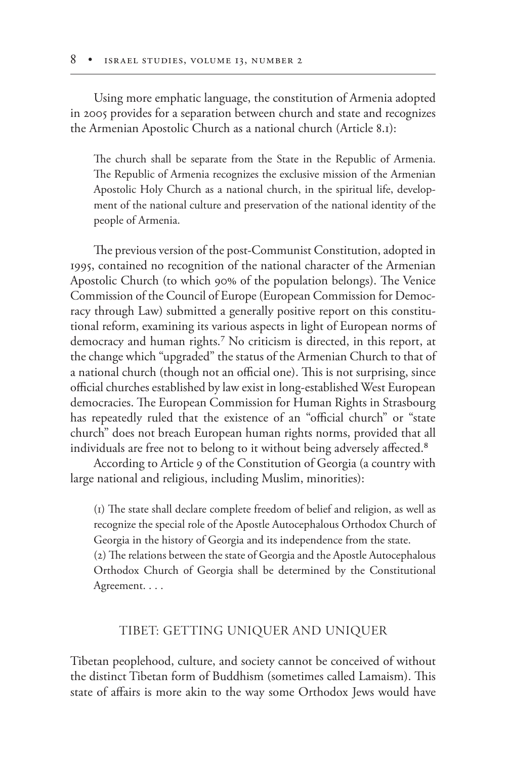Using more emphatic language, the constitution of Armenia adopted in 2005 provides for a separation between church and state and recognizes the Armenian Apostolic Church as a national church (Article 8.1):

> The church shall be separate from the State in the Republic of Armenia. The Republic of Armenia recognizes the exclusive mission of the Armenian Apostolic Holy Church as a national church, in the spiritual life, development of the national culture and preservation of the national identity of the people of Armenia.

The previous version of the post-Communist Constitution, adopted in 1995, contained no recognition of the national character of the Armenian Apostolic Church (to which 90% of the population belongs). The Venice Commission of the Council of Europe (European Commission for Democracy through Law) submitted a generally positive report on this constitutional reform, examining its various aspects in light of European norms of democracy and human rights.[7] No criticism is directed, in this report, at the change which "upgraded" the status of the Armenian Church to that of a national church (though not an official one). This is not surprising, since official churches established by law exist in long-established West European democracies. The European Commission for Human Rights in Strasbourg has repeatedly ruled that the existence of an "official church" or "state church" does not breach European human rights norms, provided that all individuals are free not to belong to it without being adversely affected.[8]

According to Article 9 of the Constitution of Georgia (a country with large national and religious, including Muslim, minorities):

> (1) The state shall declare complete freedom of belief and religion, as well as recognize the special role of the Apostle Autocephalous Orthodox Church of Georgia in the history of Georgia and its independence from the state.
> (2) The relations between the state of Georgia and the Apostle Autocephalous Orthodox Church of Georgia shall be determined by the Constitutional Agreement. . . .

## TIBET: GETTING UNIQUER AND UNIQUER

Tibetan peoplehood, culture, and society cannot be conceived of without the distinct Tibetan form of Buddhism (sometimes called Lamaism). This state of affairs is more akin to the way some Orthodox Jews would have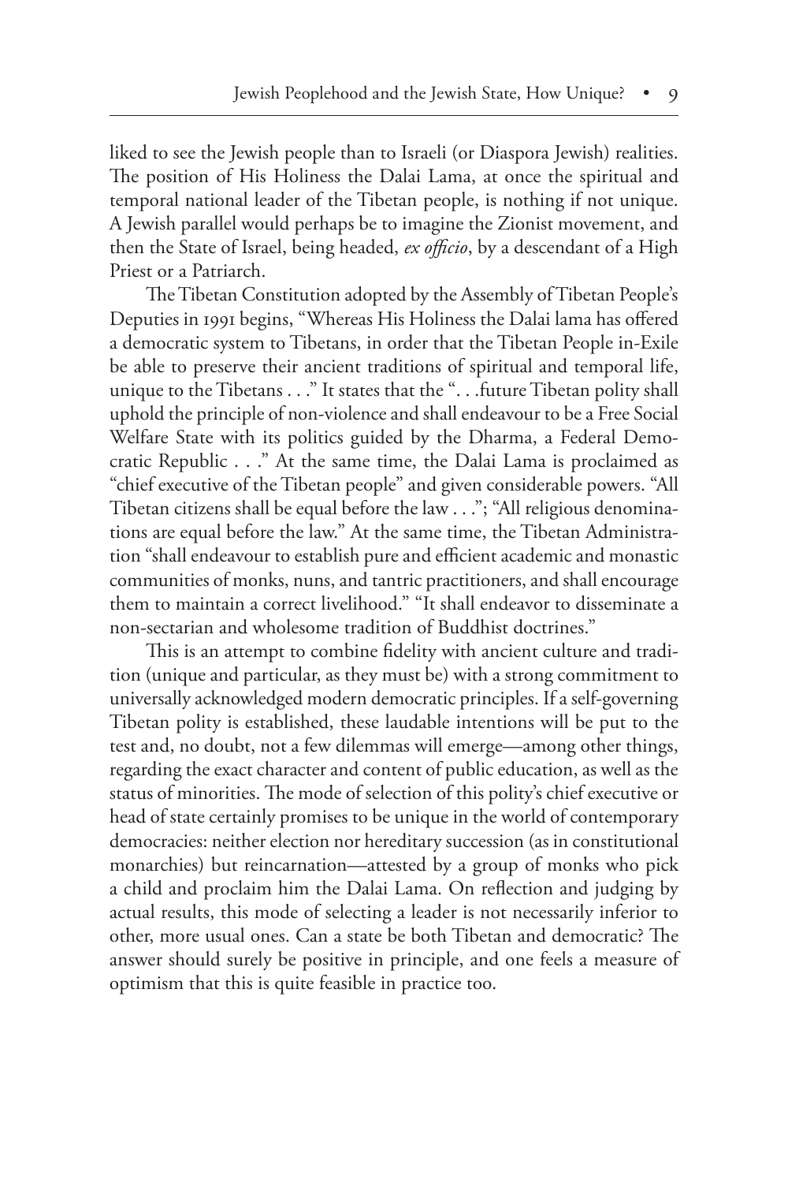liked to see the Jewish people than to Israeli (or Diaspora Jewish) realities. The position of His Holiness the Dalai Lama, at once the spiritual and temporal national leader of the Tibetan people, is nothing if not unique. A Jewish parallel would perhaps be to imagine the Zionist movement, and then the State of Israel, being headed, *ex officio*, by a descendant of a High Priest or a Patriarch.

The Tibetan Constitution adopted by the Assembly of Tibetan People's Deputies in 1991 begins, "Whereas His Holiness the Dalai lama has offered a democratic system to Tibetans, in order that the Tibetan People in-Exile be able to preserve their ancient traditions of spiritual and temporal life, unique to the Tibetans . . ." It states that the ". . .future Tibetan polity shall uphold the principle of non-violence and shall endeavour to be a Free Social Welfare State with its politics guided by the Dharma, a Federal Democratic Republic . . ." At the same time, the Dalai Lama is proclaimed as "chief executive of the Tibetan people" and given considerable powers. "All Tibetan citizens shall be equal before the law . . ."; "All religious denominations are equal before the law." At the same time, the Tibetan Administration "shall endeavour to establish pure and efficient academic and monastic communities of monks, nuns, and tantric practitioners, and shall encourage them to maintain a correct livelihood." "It shall endeavor to disseminate a non-sectarian and wholesome tradition of Buddhist doctrines."

This is an attempt to combine fidelity with ancient culture and tradition (unique and particular, as they must be) with a strong commitment to universally acknowledged modern democratic principles. If a self-governing Tibetan polity is established, these laudable intentions will be put to the test and, no doubt, not a few dilemmas will emerge—among other things, regarding the exact character and content of public education, as well as the status of minorities. The mode of selection of this polity's chief executive or head of state certainly promises to be unique in the world of contemporary democracies: neither election nor hereditary succession (as in constitutional monarchies) but reincarnation—attested by a group of monks who pick a child and proclaim him the Dalai Lama. On reflection and judging by actual results, this mode of selecting a leader is not necessarily inferior to other, more usual ones. Can a state be both Tibetan and democratic? The answer should surely be positive in principle, and one feels a measure of optimism that this is quite feasible in practice too.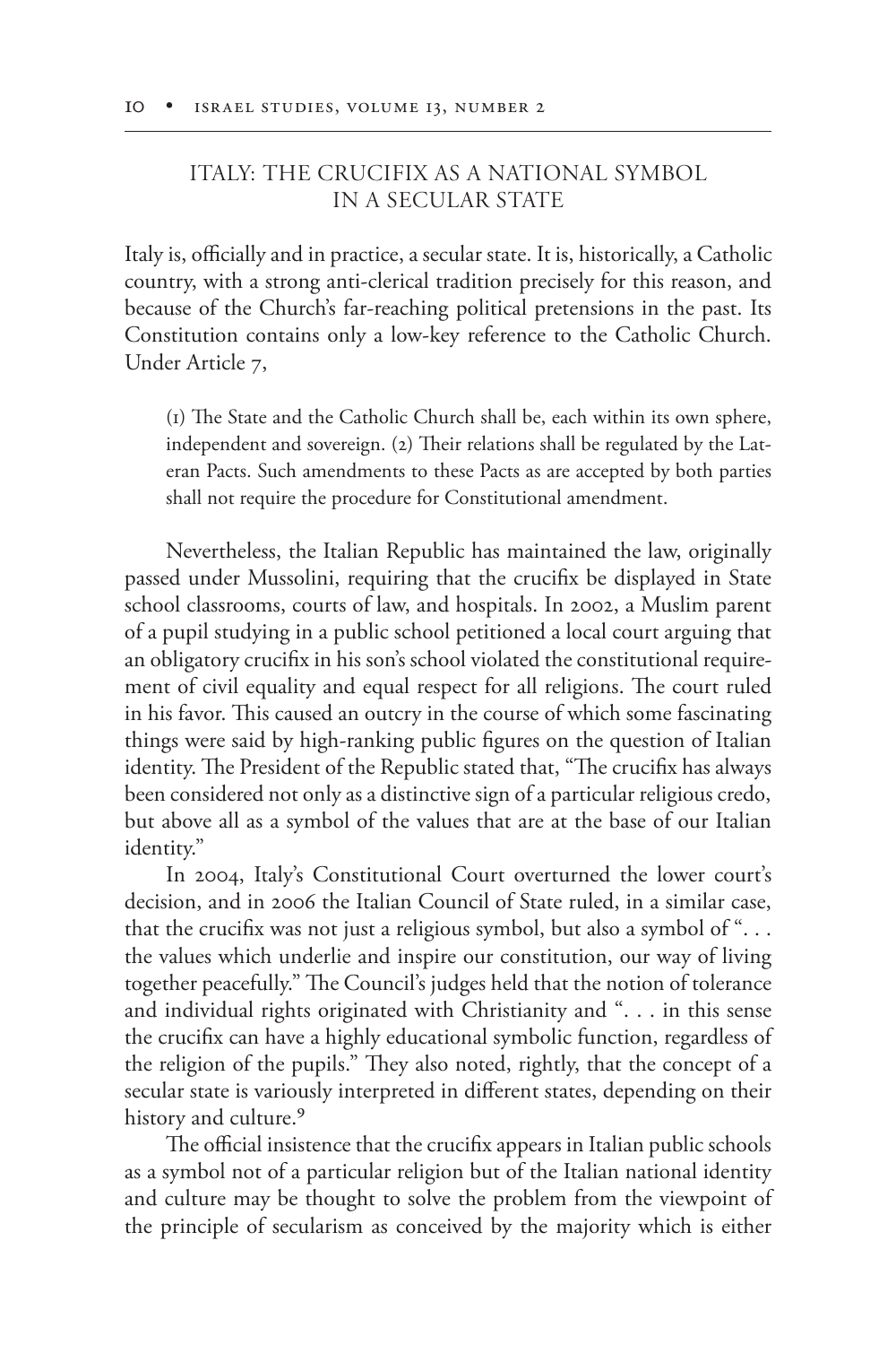## ITALY: THE CRUCIFIX AS A NATIONAL SYMBOL IN A SECULAR STATE

Italy is, officially and in practice, a secular state. It is, historically, a Catholic country, with a strong anti-clerical tradition precisely for this reason, and because of the Church's far-reaching political pretensions in the past. Its Constitution contains only a low-key reference to the Catholic Church. Under Article 7,

> (1) The State and the Catholic Church shall be, each within its own sphere, independent and sovereign. (2) Their relations shall be regulated by the Lateran Pacts. Such amendments to these Pacts as are accepted by both parties shall not require the procedure for Constitutional amendment.

Nevertheless, the Italian Republic has maintained the law, originally passed under Mussolini, requiring that the crucifix be displayed in State school classrooms, courts of law, and hospitals. In 2002, a Muslim parent of a pupil studying in a public school petitioned a local court arguing that an obligatory crucifix in his son's school violated the constitutional requirement of civil equality and equal respect for all religions. The court ruled in his favor. This caused an outcry in the course of which some fascinating things were said by high-ranking public figures on the question of Italian identity. The President of the Republic stated that, "The crucifix has always been considered not only as a distinctive sign of a particular religious credo, but above all as a symbol of the values that are at the base of our Italian identity."

In 2004, Italy's Constitutional Court overturned the lower court's decision, and in 2006 the Italian Council of State ruled, in a similar case, that the crucifix was not just a religious symbol, but also a symbol of ". . . the values which underlie and inspire our constitution, our way of living together peacefully." The Council's judges held that the notion of tolerance and individual rights originated with Christianity and ". . . in this sense the crucifix can have a highly educational symbolic function, regardless of the religion of the pupils." They also noted, rightly, that the concept of a secular state is variously interpreted in different states, depending on their history and culture.[9]

The official insistence that the crucifix appears in Italian public schools as a symbol not of a particular religion but of the Italian national identity and culture may be thought to solve the problem from the viewpoint of the principle of secularism as conceived by the majority which is either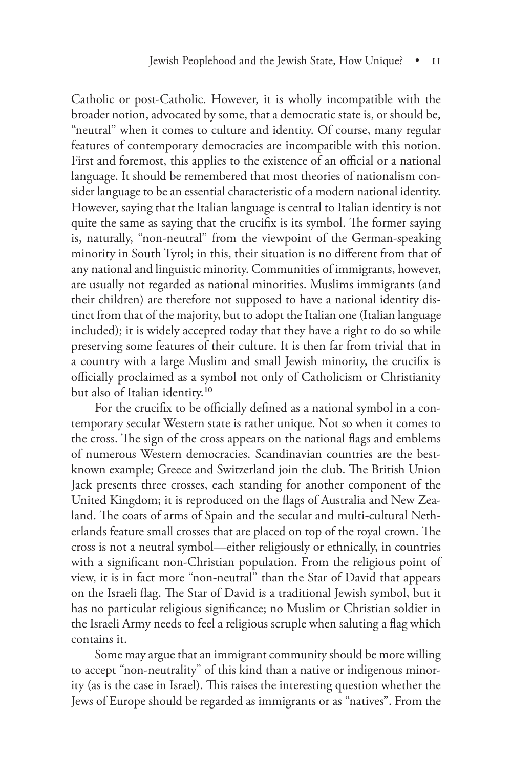Catholic or post-Catholic. However, it is wholly incompatible with the broader notion, advocated by some, that a democratic state is, or should be, "neutral" when it comes to culture and identity. Of course, many regular features of contemporary democracies are incompatible with this notion. First and foremost, this applies to the existence of an official or a national language. It should be remembered that most theories of nationalism consider language to be an essential characteristic of a modern national identity. However, saying that the Italian language is central to Italian identity is not quite the same as saying that the crucifix is its symbol. The former saying is, naturally, "non-neutral" from the viewpoint of the German-speaking minority in South Tyrol; in this, their situation is no different from that of any national and linguistic minority. Communities of immigrants, however, are usually not regarded as national minorities. Muslims immigrants (and their children) are therefore not supposed to have a national identity distinct from that of the majority, but to adopt the Italian one (Italian language included); it is widely accepted today that they have a right to do so while preserving some features of their culture. It is then far from trivial that in a country with a large Muslim and small Jewish minority, the crucifix is officially proclaimed as a symbol not only of Catholicism or Christianity but also of Italian identity.[10]

For the crucifix to be officially defined as a national symbol in a contemporary secular Western state is rather unique. Not so when it comes to the cross. The sign of the cross appears on the national flags and emblems of numerous Western democracies. Scandinavian countries are the best-known example; Greece and Switzerland join the club. The British Union Jack presents three crosses, each standing for another component of the United Kingdom; it is reproduced on the flags of Australia and New Zealand. The coats of arms of Spain and the secular and multi-cultural Netherlands feature small crosses that are placed on top of the royal crown. The cross is not a neutral symbol—either religiously or ethnically, in countries with a significant non-Christian population. From the religious point of view, it is in fact more "non-neutral" than the Star of David that appears on the Israeli flag. The Star of David is a traditional Jewish symbol, but it has no particular religious significance; no Muslim or Christian soldier in the Israeli Army needs to feel a religious scruple when saluting a flag which contains it.

Some may argue that an immigrant community should be more willing to accept "non-neutrality" of this kind than a native or indigenous minority (as is the case in Israel). This raises the interesting question whether the Jews of Europe should be regarded as immigrants or as "natives". From the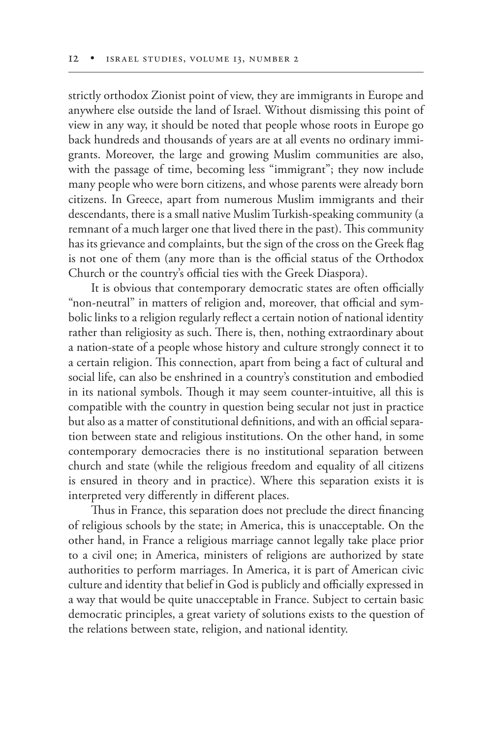strictly orthodox Zionist point of view, they are immigrants in Europe and anywhere else outside the land of Israel. Without dismissing this point of view in any way, it should be noted that people whose roots in Europe go back hundreds and thousands of years are at all events no ordinary immigrants. Moreover, the large and growing Muslim communities are also, with the passage of time, becoming less "immigrant"; they now include many people who were born citizens, and whose parents were already born citizens. In Greece, apart from numerous Muslim immigrants and their descendants, there is a small native Muslim Turkish-speaking community (a remnant of a much larger one that lived there in the past). This community has its grievance and complaints, but the sign of the cross on the Greek flag is not one of them (any more than is the official status of the Orthodox Church or the country's official ties with the Greek Diaspora).

It is obvious that contemporary democratic states are often officially "non-neutral" in matters of religion and, moreover, that official and symbolic links to a religion regularly reflect a certain notion of national identity rather than religiosity as such. There is, then, nothing extraordinary about a nation-state of a people whose history and culture strongly connect it to a certain religion. This connection, apart from being a fact of cultural and social life, can also be enshrined in a country's constitution and embodied in its national symbols. Though it may seem counter-intuitive, all this is compatible with the country in question being secular not just in practice but also as a matter of constitutional definitions, and with an official separation between state and religious institutions. On the other hand, in some contemporary democracies there is no institutional separation between church and state (while the religious freedom and equality of all citizens is ensured in theory and in practice). Where this separation exists it is interpreted very differently in different places.

Thus in France, this separation does not preclude the direct financing of religious schools by the state; in America, this is unacceptable. On the other hand, in France a religious marriage cannot legally take place prior to a civil one; in America, ministers of religions are authorized by state authorities to perform marriages. In America, it is part of American civic culture and identity that belief in God is publicly and officially expressed in a way that would be quite unacceptable in France. Subject to certain basic democratic principles, a great variety of solutions exists to the question of the relations between state, religion, and national identity.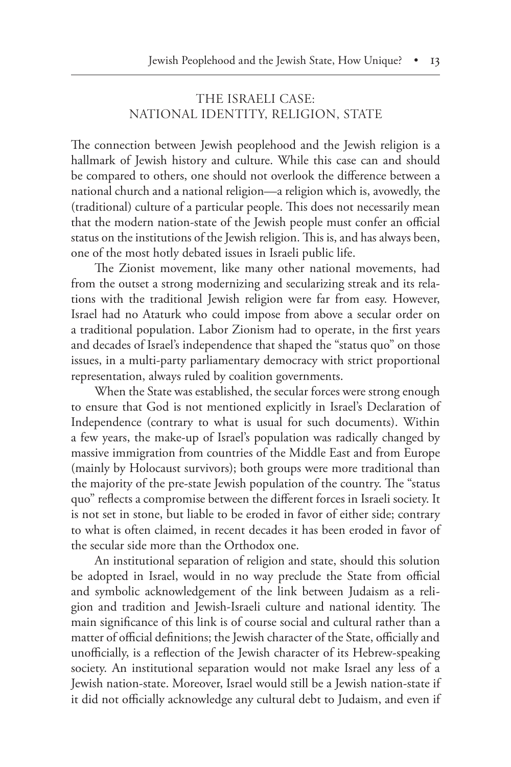## THE ISRAELI CASE: NATIONAL IDENTITY, RELIGION, STATE

The connection between Jewish peoplehood and the Jewish religion is a hallmark of Jewish history and culture. While this case can and should be compared to others, one should not overlook the difference between a national church and a national religion—a religion which is, avowedly, the (traditional) culture of a particular people. This does not necessarily mean that the modern nation-state of the Jewish people must confer an official status on the institutions of the Jewish religion. This is, and has always been, one of the most hotly debated issues in Israeli public life.

The Zionist movement, like many other national movements, had from the outset a strong modernizing and secularizing streak and its relations with the traditional Jewish religion were far from easy. However, Israel had no Ataturk who could impose from above a secular order on a traditional population. Labor Zionism had to operate, in the first years and decades of Israel's independence that shaped the "status quo" on those issues, in a multi-party parliamentary democracy with strict proportional representation, always ruled by coalition governments.

When the State was established, the secular forces were strong enough to ensure that God is not mentioned explicitly in Israel's Declaration of Independence (contrary to what is usual for such documents). Within a few years, the make-up of Israel's population was radically changed by massive immigration from countries of the Middle East and from Europe (mainly by Holocaust survivors); both groups were more traditional than the majority of the pre-state Jewish population of the country. The "status quo" reflects a compromise between the different forces in Israeli society. It is not set in stone, but liable to be eroded in favor of either side; contrary to what is often claimed, in recent decades it has been eroded in favor of the secular side more than the Orthodox one.

An institutional separation of religion and state, should this solution be adopted in Israel, would in no way preclude the State from official and symbolic acknowledgement of the link between Judaism as a religion and tradition and Jewish-Israeli culture and national identity. The main significance of this link is of course social and cultural rather than a matter of official definitions; the Jewish character of the State, officially and unofficially, is a reflection of the Jewish character of its Hebrew-speaking society. An institutional separation would not make Israel any less of a Jewish nation-state. Moreover, Israel would still be a Jewish nation-state if it did not officially acknowledge any cultural debt to Judaism, and even if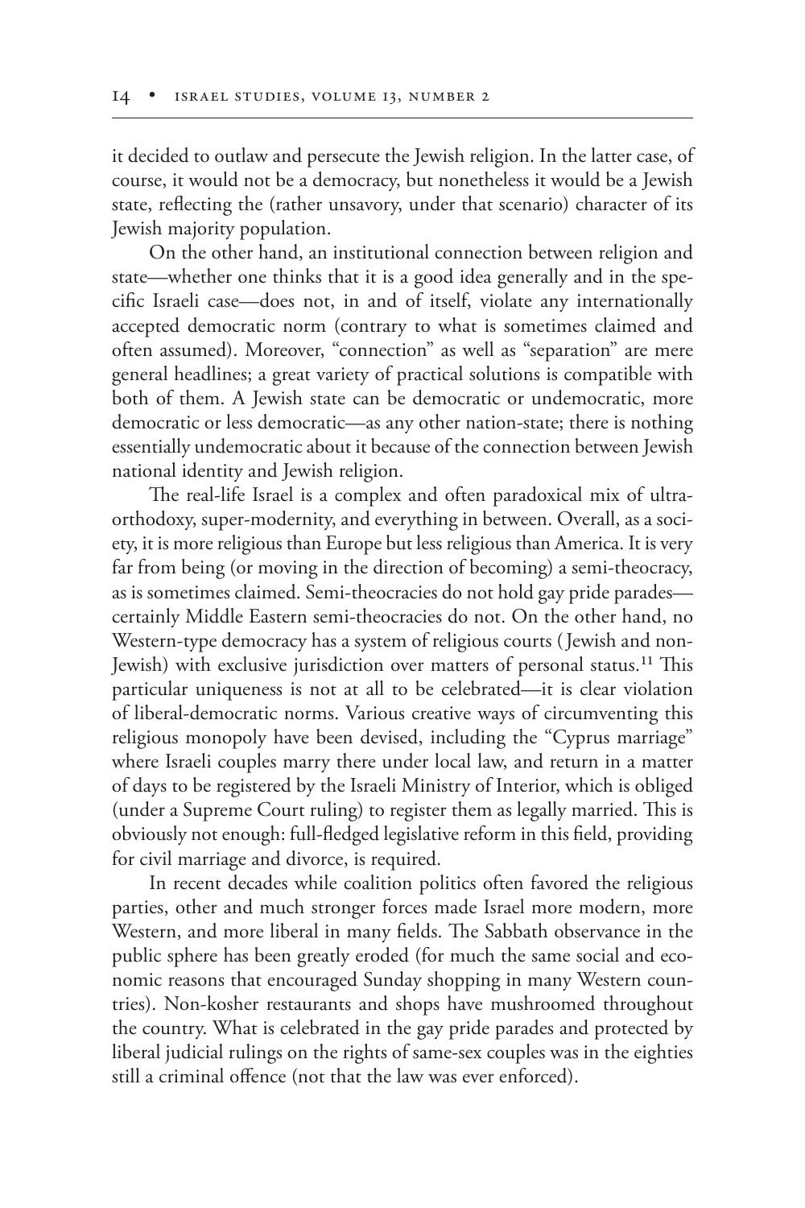it decided to outlaw and persecute the Jewish religion. In the latter case, of course, it would not be a democracy, but nonetheless it would be a Jewish state, reflecting the (rather unsavory, under that scenario) character of its Jewish majority population.

On the other hand, an institutional connection between religion and state—whether one thinks that it is a good idea generally and in the specific Israeli case—does not, in and of itself, violate any internationally accepted democratic norm (contrary to what is sometimes claimed and often assumed). Moreover, "connection" as well as "separation" are mere general headlines; a great variety of practical solutions is compatible with both of them. A Jewish state can be democratic or undemocratic, more democratic or less democratic—as any other nation-state; there is nothing essentially undemocratic about it because of the connection between Jewish national identity and Jewish religion.

The real-life Israel is a complex and often paradoxical mix of ultra-orthodoxy, super-modernity, and everything in between. Overall, as a society, it is more religious than Europe but less religious than America. It is very far from being (or moving in the direction of becoming) a semi-theocracy, as is sometimes claimed. Semi-theocracies do not hold gay pride parades—certainly Middle Eastern semi-theocracies do not. On the other hand, no Western-type democracy has a system of religious courts (Jewish and non-Jewish) with exclusive jurisdiction over matters of personal status.[11] This particular uniqueness is not at all to be celebrated—it is clear violation of liberal-democratic norms. Various creative ways of circumventing this religious monopoly have been devised, including the "Cyprus marriage" where Israeli couples marry there under local law, and return in a matter of days to be registered by the Israeli Ministry of Interior, which is obliged (under a Supreme Court ruling) to register them as legally married. This is obviously not enough: full-fledged legislative reform in this field, providing for civil marriage and divorce, is required.

In recent decades while coalition politics often favored the religious parties, other and much stronger forces made Israel more modern, more Western, and more liberal in many fields. The Sabbath observance in the public sphere has been greatly eroded (for much the same social and economic reasons that encouraged Sunday shopping in many Western countries). Non-kosher restaurants and shops have mushroomed throughout the country. What is celebrated in the gay pride parades and protected by liberal judicial rulings on the rights of same-sex couples was in the eighties still a criminal offence (not that the law was ever enforced).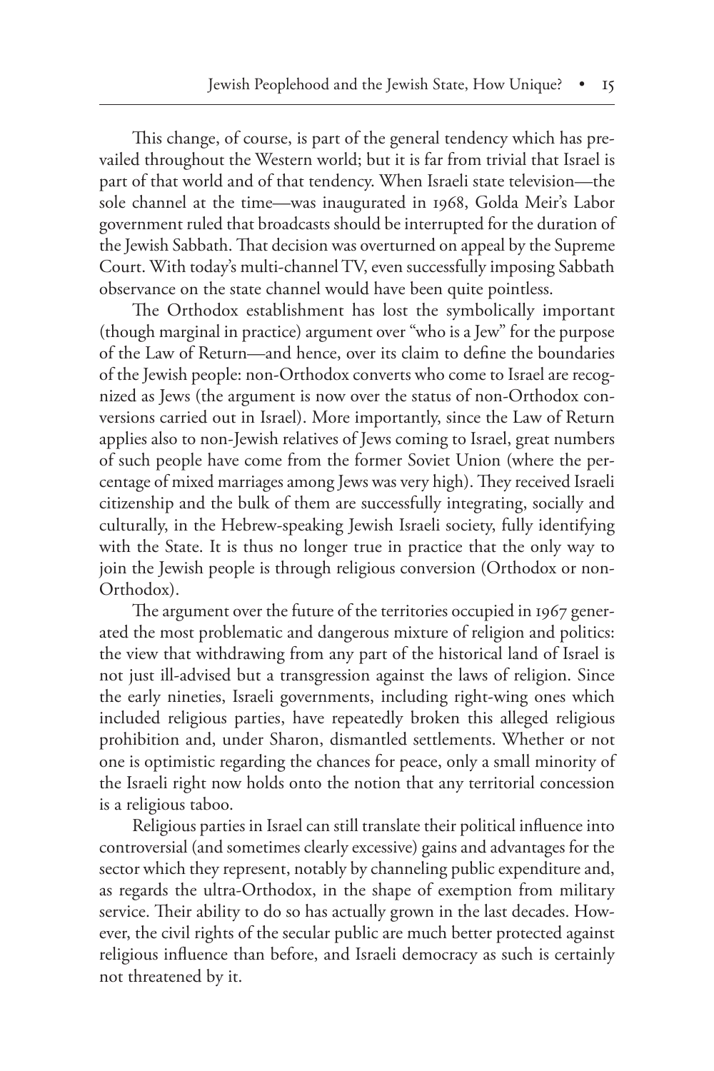This change, of course, is part of the general tendency which has prevailed throughout the Western world; but it is far from trivial that Israel is part of that world and of that tendency. When Israeli state television—the sole channel at the time—was inaugurated in 1968, Golda Meir's Labor government ruled that broadcasts should be interrupted for the duration of the Jewish Sabbath. That decision was overturned on appeal by the Supreme Court. With today's multi-channel TV, even successfully imposing Sabbath observance on the state channel would have been quite pointless.

The Orthodox establishment has lost the symbolically important (though marginal in practice) argument over "who is a Jew" for the purpose of the Law of Return—and hence, over its claim to define the boundaries of the Jewish people: non-Orthodox converts who come to Israel are recognized as Jews (the argument is now over the status of non-Orthodox conversions carried out in Israel). More importantly, since the Law of Return applies also to non-Jewish relatives of Jews coming to Israel, great numbers of such people have come from the former Soviet Union (where the percentage of mixed marriages among Jews was very high). They received Israeli citizenship and the bulk of them are successfully integrating, socially and culturally, in the Hebrew-speaking Jewish Israeli society, fully identifying with the State. It is thus no longer true in practice that the only way to join the Jewish people is through religious conversion (Orthodox or non-Orthodox).

The argument over the future of the territories occupied in 1967 generated the most problematic and dangerous mixture of religion and politics: the view that withdrawing from any part of the historical land of Israel is not just ill-advised but a transgression against the laws of religion. Since the early nineties, Israeli governments, including right-wing ones which included religious parties, have repeatedly broken this alleged religious prohibition and, under Sharon, dismantled settlements. Whether or not one is optimistic regarding the chances for peace, only a small minority of the Israeli right now holds onto the notion that any territorial concession is a religious taboo.

Religious parties in Israel can still translate their political influence into controversial (and sometimes clearly excessive) gains and advantages for the sector which they represent, notably by channeling public expenditure and, as regards the ultra-Orthodox, in the shape of exemption from military service. Their ability to do so has actually grown in the last decades. However, the civil rights of the secular public are much better protected against religious influence than before, and Israeli democracy as such is certainly not threatened by it.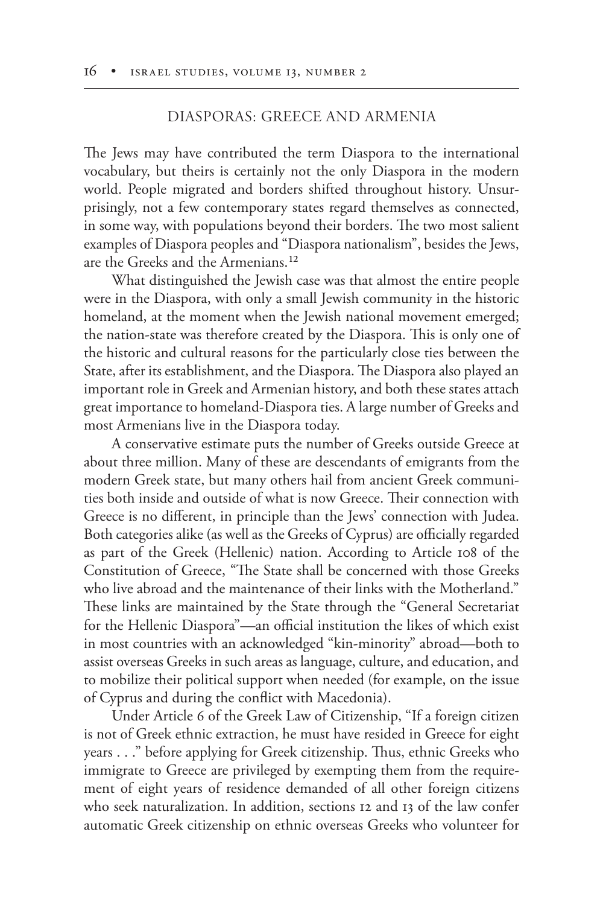## DIASPORAS: GREECE AND ARMENIA

The Jews may have contributed the term Diaspora to the international vocabulary, but theirs is certainly not the only Diaspora in the modern world. People migrated and borders shifted throughout history. Unsurprisingly, not a few contemporary states regard themselves as connected, in some way, with populations beyond their borders. The two most salient examples of Diaspora peoples and "Diaspora nationalism", besides the Jews, are the Greeks and the Armenians.[12]

What distinguished the Jewish case was that almost the entire people were in the Diaspora, with only a small Jewish community in the historic homeland, at the moment when the Jewish national movement emerged; the nation-state was therefore created by the Diaspora. This is only one of the historic and cultural reasons for the particularly close ties between the State, after its establishment, and the Diaspora. The Diaspora also played an important role in Greek and Armenian history, and both these states attach great importance to homeland-Diaspora ties. A large number of Greeks and most Armenians live in the Diaspora today.

A conservative estimate puts the number of Greeks outside Greece at about three million. Many of these are descendants of emigrants from the modern Greek state, but many others hail from ancient Greek communities both inside and outside of what is now Greece. Their connection with Greece is no different, in principle than the Jews' connection with Judea. Both categories alike (as well as the Greeks of Cyprus) are officially regarded as part of the Greek (Hellenic) nation. According to Article 108 of the Constitution of Greece, "The State shall be concerned with those Greeks who live abroad and the maintenance of their links with the Motherland." These links are maintained by the State through the "General Secretariat for the Hellenic Diaspora"—an official institution the likes of which exist in most countries with an acknowledged "kin-minority" abroad—both to assist overseas Greeks in such areas as language, culture, and education, and to mobilize their political support when needed (for example, on the issue of Cyprus and during the conflict with Macedonia).

Under Article 6 of the Greek Law of Citizenship, "If a foreign citizen is not of Greek ethnic extraction, he must have resided in Greece for eight years . . ." before applying for Greek citizenship. Thus, ethnic Greeks who immigrate to Greece are privileged by exempting them from the requirement of eight years of residence demanded of all other foreign citizens who seek naturalization. In addition, sections 12 and 13 of the law confer automatic Greek citizenship on ethnic overseas Greeks who volunteer for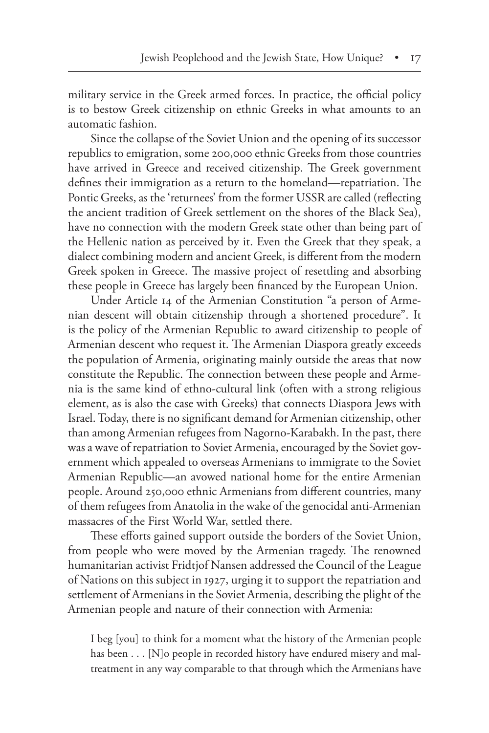military service in the Greek armed forces. In practice, the official policy is to bestow Greek citizenship on ethnic Greeks in what amounts to an automatic fashion.

Since the collapse of the Soviet Union and the opening of its successor republics to emigration, some 200,000 ethnic Greeks from those countries have arrived in Greece and received citizenship. The Greek government defines their immigration as a return to the homeland—repatriation. The Pontic Greeks, as the 'returnees' from the former USSR are called (reflecting the ancient tradition of Greek settlement on the shores of the Black Sea), have no connection with the modern Greek state other than being part of the Hellenic nation as perceived by it. Even the Greek that they speak, a dialect combining modern and ancient Greek, is different from the modern Greek spoken in Greece. The massive project of resettling and absorbing these people in Greece has largely been financed by the European Union.

Under Article 14 of the Armenian Constitution "a person of Armenian descent will obtain citizenship through a shortened procedure". It is the policy of the Armenian Republic to award citizenship to people of Armenian descent who request it. The Armenian Diaspora greatly exceeds the population of Armenia, originating mainly outside the areas that now constitute the Republic. The connection between these people and Armenia is the same kind of ethno-cultural link (often with a strong religious element, as is also the case with Greeks) that connects Diaspora Jews with Israel. Today, there is no significant demand for Armenian citizenship, other than among Armenian refugees from Nagorno-Karabakh. In the past, there was a wave of repatriation to Soviet Armenia, encouraged by the Soviet government which appealed to overseas Armenians to immigrate to the Soviet Armenian Republic—an avowed national home for the entire Armenian people. Around 250,000 ethnic Armenians from different countries, many of them refugees from Anatolia in the wake of the genocidal anti-Armenian massacres of the First World War, settled there.

These efforts gained support outside the borders of the Soviet Union, from people who were moved by the Armenian tragedy. The renowned humanitarian activist Fridtjof Nansen addressed the Council of the League of Nations on this subject in 1927, urging it to support the repatriation and settlement of Armenians in the Soviet Armenia, describing the plight of the Armenian people and nature of their connection with Armenia:

> I beg [you] to think for a moment what the history of the Armenian people has been . . . [N]o people in recorded history have endured misery and maltreatment in any way comparable to that through which the Armenians have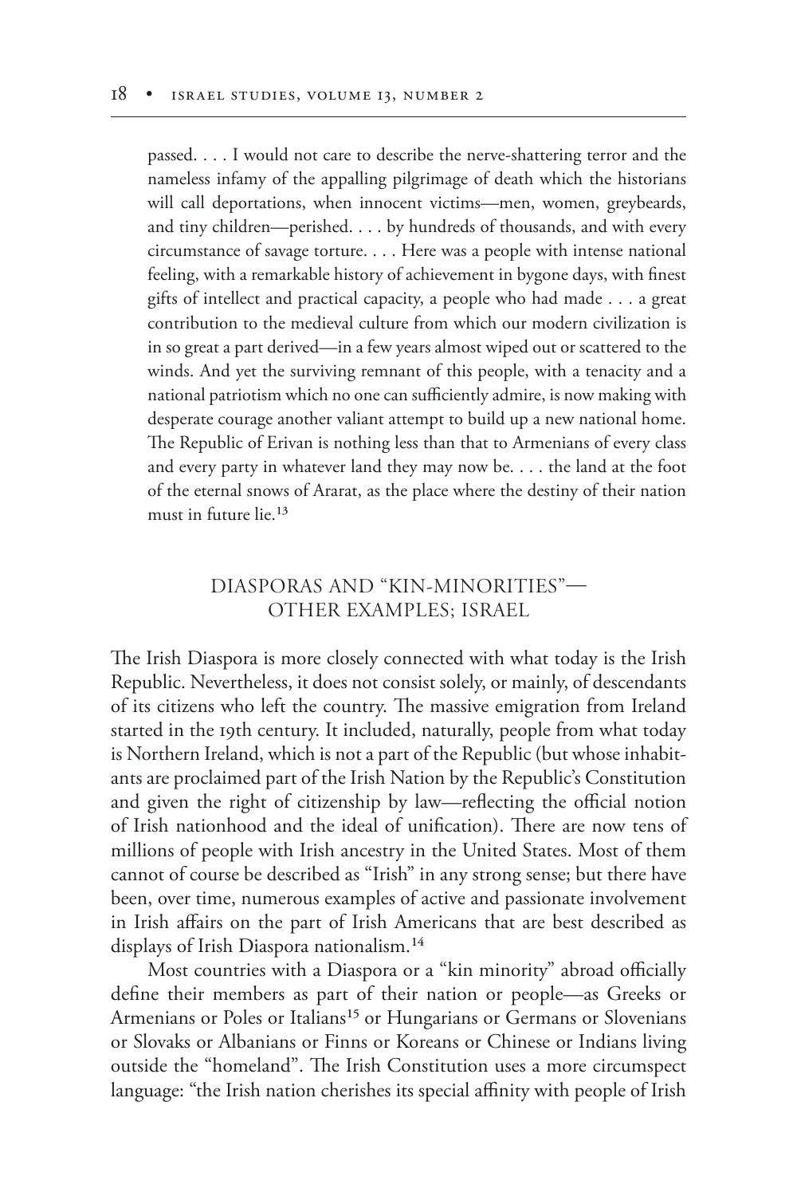passed. . . . I would not care to describe the nerve-shattering terror and the nameless infamy of the appalling pilgrimage of death which the historians will call deportations, when innocent victims—men, women, greybeards, and tiny children—perished. . . . by hundreds of thousands, and with every circumstance of savage torture. . . . Here was a people with intense national feeling, with a remarkable history of achievement in bygone days, with finest gifts of intellect and practical capacity, a people who had made . . . a great contribution to the medieval culture from which our modern civilization is in so great a part derived—in a few years almost wiped out or scattered to the winds. And yet the surviving remnant of this people, with a tenacity and a national patriotism which no one can sufficiently admire, is now making with desperate courage another valiant attempt to build up a new national home. The Republic of Erivan is nothing less than that to Armenians of every class and every party in whatever land they may now be. . . . the land at the foot of the eternal snows of Ararat, as the place where the destiny of their nation must in future lie.[13]

## DIASPORAS AND "KIN-MINORITIES"—OTHER EXAMPLES; ISRAEL

The Irish Diaspora is more closely connected with what today is the Irish Republic. Nevertheless, it does not consist solely, or mainly, of descendants of its citizens who left the country. The massive emigration from Ireland started in the 19th century. It included, naturally, people from what today is Northern Ireland, which is not a part of the Republic (but whose inhabitants are proclaimed part of the Irish Nation by the Republic's Constitution and given the right of citizenship by law—reflecting the official notion of Irish nationhood and the ideal of unification). There are now tens of millions of people with Irish ancestry in the United States. Most of them cannot of course be described as "Irish" in any strong sense; but there have been, over time, numerous examples of active and passionate involvement in Irish affairs on the part of Irish Americans that are best described as displays of Irish Diaspora nationalism.[14]

Most countries with a Diaspora or a "kin minority" abroad officially define their members as part of their nation or people—as Greeks or Armenians or Poles or Italians[15] or Hungarians or Germans or Slovenians or Slovaks or Albanians or Finns or Koreans or Chinese or Indians living outside the "homeland". The Irish Constitution uses a more circumspect language: "the Irish nation cherishes its special affinity with people of Irish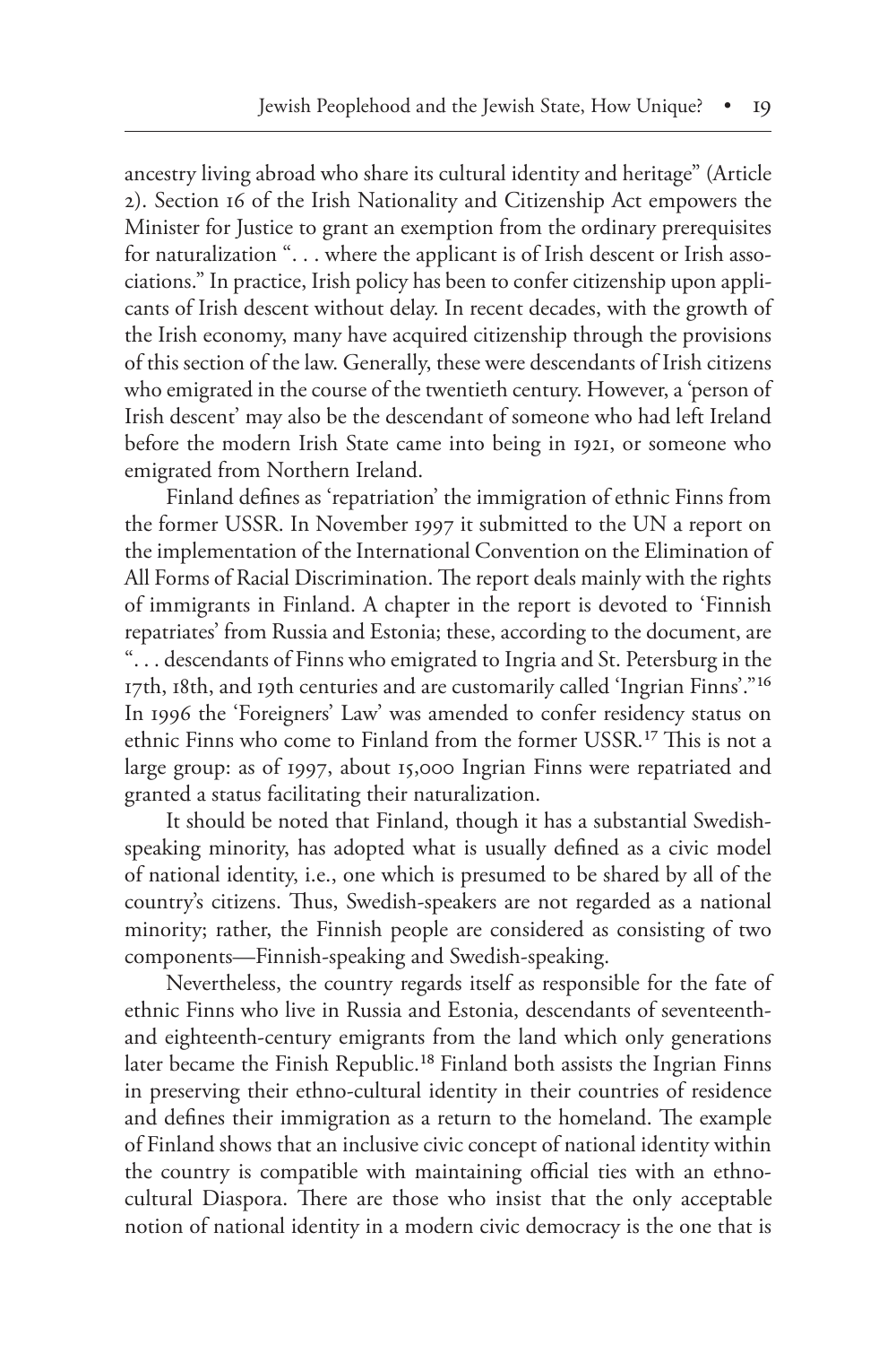ancestry living abroad who share its cultural identity and heritage" (Article 2). Section 16 of the Irish Nationality and Citizenship Act empowers the Minister for Justice to grant an exemption from the ordinary prerequisites for naturalization ". . . where the applicant is of Irish descent or Irish associations." In practice, Irish policy has been to confer citizenship upon applicants of Irish descent without delay. In recent decades, with the growth of the Irish economy, many have acquired citizenship through the provisions of this section of the law. Generally, these were descendants of Irish citizens who emigrated in the course of the twentieth century. However, a 'person of Irish descent' may also be the descendant of someone who had left Ireland before the modern Irish State came into being in 1921, or someone who emigrated from Northern Ireland.

Finland defines as 'repatriation' the immigration of ethnic Finns from the former USSR. In November 1997 it submitted to the UN a report on the implementation of the International Convention on the Elimination of All Forms of Racial Discrimination. The report deals mainly with the rights of immigrants in Finland. A chapter in the report is devoted to 'Finnish repatriates' from Russia and Estonia; these, according to the document, are ". . . descendants of Finns who emigrated to Ingria and St. Petersburg in the 17th, 18th, and 19th centuries and are customarily called 'Ingrian Finns'."[16] In 1996 the 'Foreigners' Law' was amended to confer residency status on ethnic Finns who come to Finland from the former USSR.[17] This is not a large group: as of 1997, about 15,000 Ingrian Finns were repatriated and granted a status facilitating their naturalization.

It should be noted that Finland, though it has a substantial Swedish-speaking minority, has adopted what is usually defined as a civic model of national identity, i.e., one which is presumed to be shared by all of the country's citizens. Thus, Swedish-speakers are not regarded as a national minority; rather, the Finnish people are considered as consisting of two components—Finnish-speaking and Swedish-speaking.

Nevertheless, the country regards itself as responsible for the fate of ethnic Finns who live in Russia and Estonia, descendants of seventeenth- and eighteenth-century emigrants from the land which only generations later became the Finish Republic.[18] Finland both assists the Ingrian Finns in preserving their ethno-cultural identity in their countries of residence and defines their immigration as a return to the homeland. The example of Finland shows that an inclusive civic concept of national identity within the country is compatible with maintaining official ties with an ethno-cultural Diaspora. There are those who insist that the only acceptable notion of national identity in a modern civic democracy is the one that is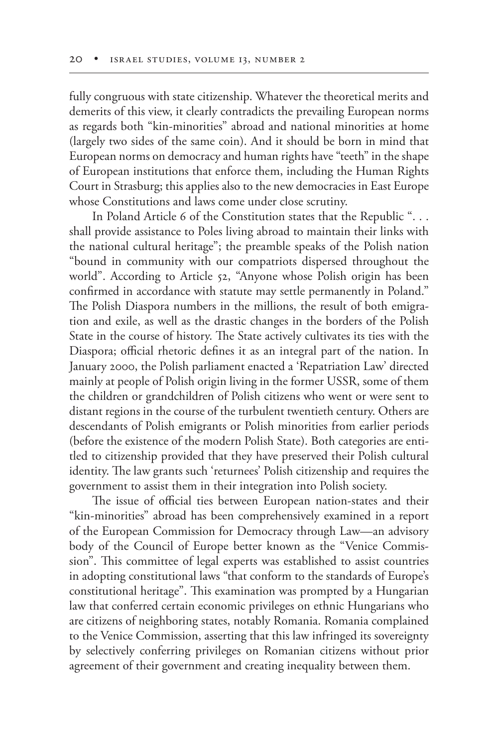fully congruous with state citizenship. Whatever the theoretical merits and demerits of this view, it clearly contradicts the prevailing European norms as regards both "kin-minorities" abroad and national minorities at home (largely two sides of the same coin). And it should be born in mind that European norms on democracy and human rights have "teeth" in the shape of European institutions that enforce them, including the Human Rights Court in Strasburg; this applies also to the new democracies in East Europe whose Constitutions and laws come under close scrutiny.

In Poland Article 6 of the Constitution states that the Republic ". . . shall provide assistance to Poles living abroad to maintain their links with the national cultural heritage"; the preamble speaks of the Polish nation "bound in community with our compatriots dispersed throughout the world". According to Article 52, "Anyone whose Polish origin has been confirmed in accordance with statute may settle permanently in Poland." The Polish Diaspora numbers in the millions, the result of both emigration and exile, as well as the drastic changes in the borders of the Polish State in the course of history. The State actively cultivates its ties with the Diaspora; official rhetoric defines it as an integral part of the nation. In January 2000, the Polish parliament enacted a 'Repatriation Law' directed mainly at people of Polish origin living in the former USSR, some of them the children or grandchildren of Polish citizens who went or were sent to distant regions in the course of the turbulent twentieth century. Others are descendants of Polish emigrants or Polish minorities from earlier periods (before the existence of the modern Polish State). Both categories are entitled to citizenship provided that they have preserved their Polish cultural identity. The law grants such 'returnees' Polish citizenship and requires the government to assist them in their integration into Polish society.

The issue of official ties between European nation-states and their "kin-minorities" abroad has been comprehensively examined in a report of the European Commission for Democracy through Law—an advisory body of the Council of Europe better known as the "Venice Commission". This committee of legal experts was established to assist countries in adopting constitutional laws "that conform to the standards of Europe's constitutional heritage". This examination was prompted by a Hungarian law that conferred certain economic privileges on ethnic Hungarians who are citizens of neighboring states, notably Romania. Romania complained to the Venice Commission, asserting that this law infringed its sovereignty by selectively conferring privileges on Romanian citizens without prior agreement of their government and creating inequality between them.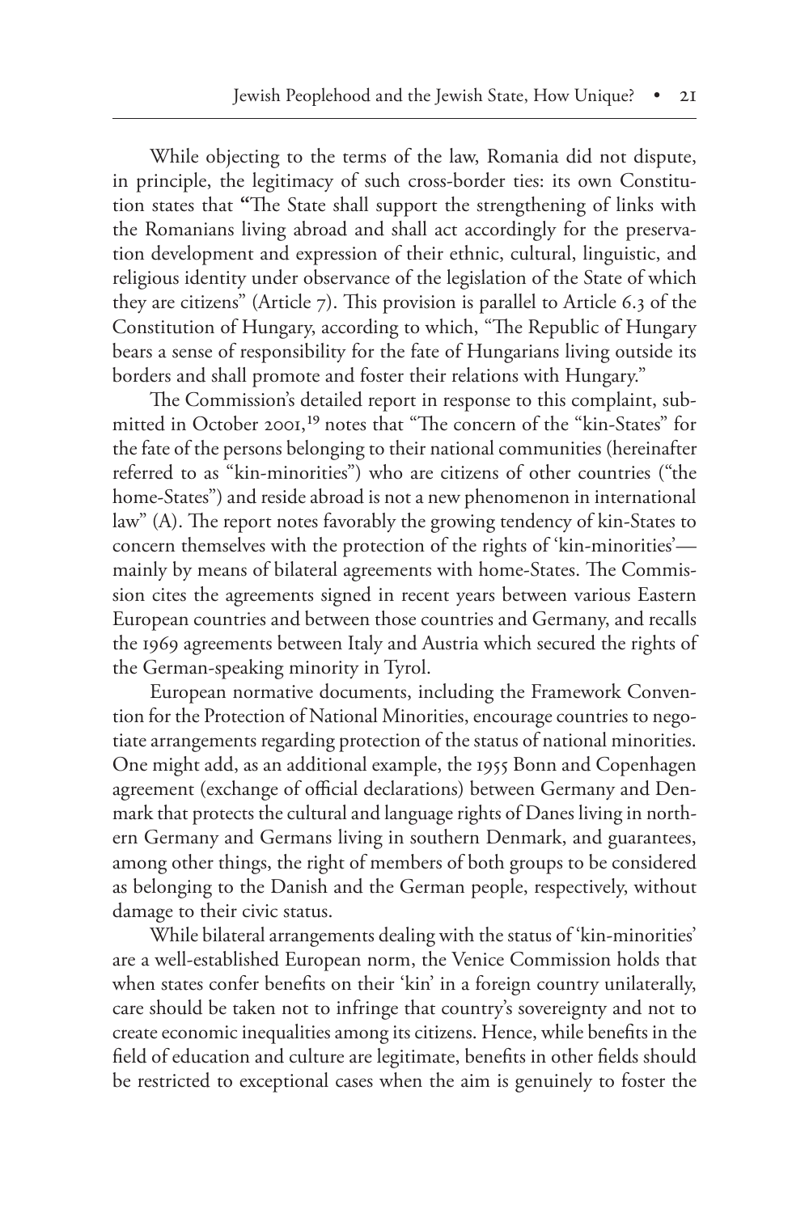While objecting to the terms of the law, Romania did not dispute, in principle, the legitimacy of such cross-border ties: its own Constitution states that **"**The State shall support the strengthening of links with the Romanians living abroad and shall act accordingly for the preservation development and expression of their ethnic, cultural, linguistic, and religious identity under observance of the legislation of the State of which they are citizens" (Article 7). This provision is parallel to Article 6.3 of the Constitution of Hungary, according to which, "The Republic of Hungary bears a sense of responsibility for the fate of Hungarians living outside its borders and shall promote and foster their relations with Hungary."

The Commission's detailed report in response to this complaint, submitted in October 2001,[19] notes that "The concern of the "kin-States" for the fate of the persons belonging to their national communities (hereinafter referred to as "kin-minorities") who are citizens of other countries ("the home-States") and reside abroad is not a new phenomenon in international law" (A). The report notes favorably the growing tendency of kin-States to concern themselves with the protection of the rights of 'kin-minorities'—mainly by means of bilateral agreements with home-States. The Commission cites the agreements signed in recent years between various Eastern European countries and between those countries and Germany, and recalls the 1969 agreements between Italy and Austria which secured the rights of the German-speaking minority in Tyrol.

European normative documents, including the Framework Convention for the Protection of National Minorities, encourage countries to negotiate arrangements regarding protection of the status of national minorities. One might add, as an additional example, the 1955 Bonn and Copenhagen agreement (exchange of official declarations) between Germany and Denmark that protects the cultural and language rights of Danes living in northern Germany and Germans living in southern Denmark, and guarantees, among other things, the right of members of both groups to be considered as belonging to the Danish and the German people, respectively, without damage to their civic status.

While bilateral arrangements dealing with the status of 'kin-minorities' are a well-established European norm, the Venice Commission holds that when states confer benefits on their 'kin' in a foreign country unilaterally, care should be taken not to infringe that country's sovereignty and not to create economic inequalities among its citizens. Hence, while benefits in the field of education and culture are legitimate, benefits in other fields should be restricted to exceptional cases when the aim is genuinely to foster the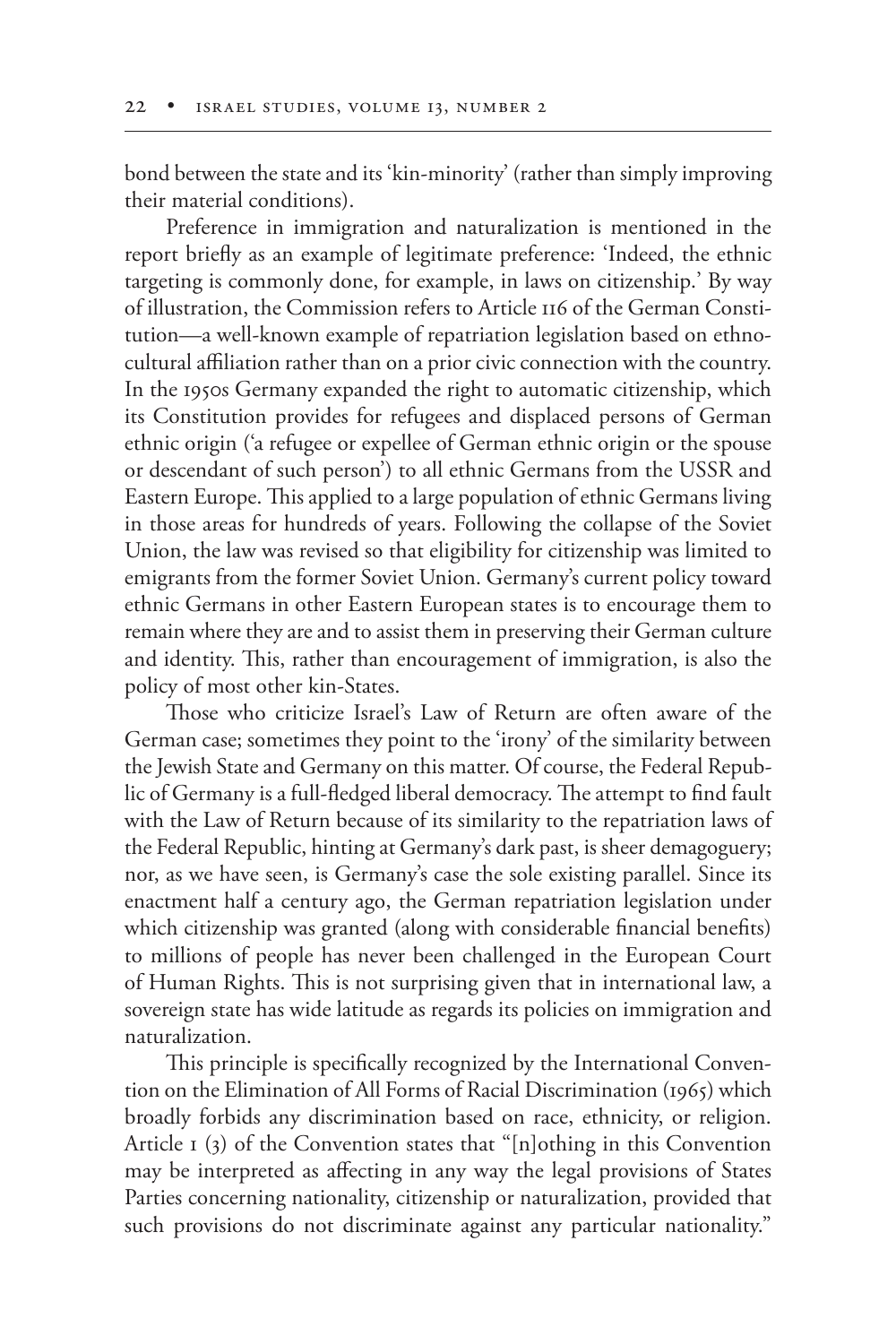bond between the state and its 'kin-minority' (rather than simply improving their material conditions).

Preference in immigration and naturalization is mentioned in the report briefly as an example of legitimate preference: 'Indeed, the ethnic targeting is commonly done, for example, in laws on citizenship.' By way of illustration, the Commission refers to Article 116 of the German Constitution—a well-known example of repatriation legislation based on ethnocultural affiliation rather than on a prior civic connection with the country. In the 1950s Germany expanded the right to automatic citizenship, which its Constitution provides for refugees and displaced persons of German ethnic origin ('a refugee or expellee of German ethnic origin or the spouse or descendant of such person') to all ethnic Germans from the USSR and Eastern Europe. This applied to a large population of ethnic Germans living in those areas for hundreds of years. Following the collapse of the Soviet Union, the law was revised so that eligibility for citizenship was limited to emigrants from the former Soviet Union. Germany's current policy toward ethnic Germans in other Eastern European states is to encourage them to remain where they are and to assist them in preserving their German culture and identity. This, rather than encouragement of immigration, is also the policy of most other kin-States.

Those who criticize Israel's Law of Return are often aware of the German case; sometimes they point to the 'irony' of the similarity between the Jewish State and Germany on this matter. Of course, the Federal Republic of Germany is a full-fledged liberal democracy. The attempt to find fault with the Law of Return because of its similarity to the repatriation laws of the Federal Republic, hinting at Germany's dark past, is sheer demagoguery; nor, as we have seen, is Germany's case the sole existing parallel. Since its enactment half a century ago, the German repatriation legislation under which citizenship was granted (along with considerable financial benefits) to millions of people has never been challenged in the European Court of Human Rights. This is not surprising given that in international law, a sovereign state has wide latitude as regards its policies on immigration and naturalization.

This principle is specifically recognized by the International Convention on the Elimination of All Forms of Racial Discrimination (1965) which broadly forbids any discrimination based on race, ethnicity, or religion. Article 1 (3) of the Convention states that "[n]othing in this Convention may be interpreted as affecting in any way the legal provisions of States Parties concerning nationality, citizenship or naturalization, provided that such provisions do not discriminate against any particular nationality."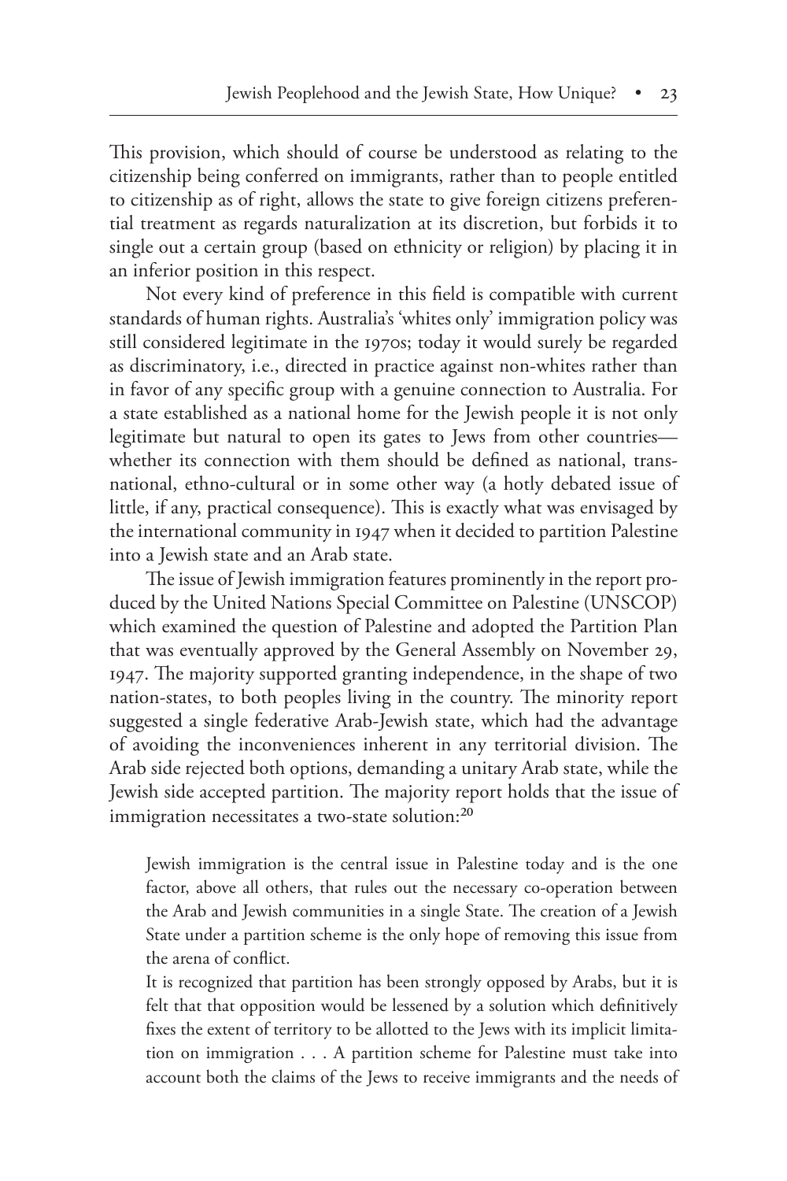This provision, which should of course be understood as relating to the citizenship being conferred on immigrants, rather than to people entitled to citizenship as of right, allows the state to give foreign citizens preferential treatment as regards naturalization at its discretion, but forbids it to single out a certain group (based on ethnicity or religion) by placing it in an inferior position in this respect.

Not every kind of preference in this field is compatible with current standards of human rights. Australia's 'whites only' immigration policy was still considered legitimate in the 1970s; today it would surely be regarded as discriminatory, i.e., directed in practice against non-whites rather than in favor of any specific group with a genuine connection to Australia. For a state established as a national home for the Jewish people it is not only legitimate but natural to open its gates to Jews from other countries—whether its connection with them should be defined as national, transnational, ethno-cultural or in some other way (a hotly debated issue of little, if any, practical consequence). This is exactly what was envisaged by the international community in 1947 when it decided to partition Palestine into a Jewish state and an Arab state.

The issue of Jewish immigration features prominently in the report produced by the United Nations Special Committee on Palestine (UNSCOP) which examined the question of Palestine and adopted the Partition Plan that was eventually approved by the General Assembly on November 29, 1947. The majority supported granting independence, in the shape of two nation-states, to both peoples living in the country. The minority report suggested a single federative Arab-Jewish state, which had the advantage of avoiding the inconveniences inherent in any territorial division. The Arab side rejected both options, demanding a unitary Arab state, while the Jewish side accepted partition. The majority report holds that the issue of immigration necessitates a two-state solution:[20]

> Jewish immigration is the central issue in Palestine today and is the one factor, above all others, that rules out the necessary co-operation between the Arab and Jewish communities in a single State. The creation of a Jewish State under a partition scheme is the only hope of removing this issue from the arena of conflict.
>
> It is recognized that partition has been strongly opposed by Arabs, but it is felt that that opposition would be lessened by a solution which definitively fixes the extent of territory to be allotted to the Jews with its implicit limitation on immigration . . . A partition scheme for Palestine must take into account both the claims of the Jews to receive immigrants and the needs of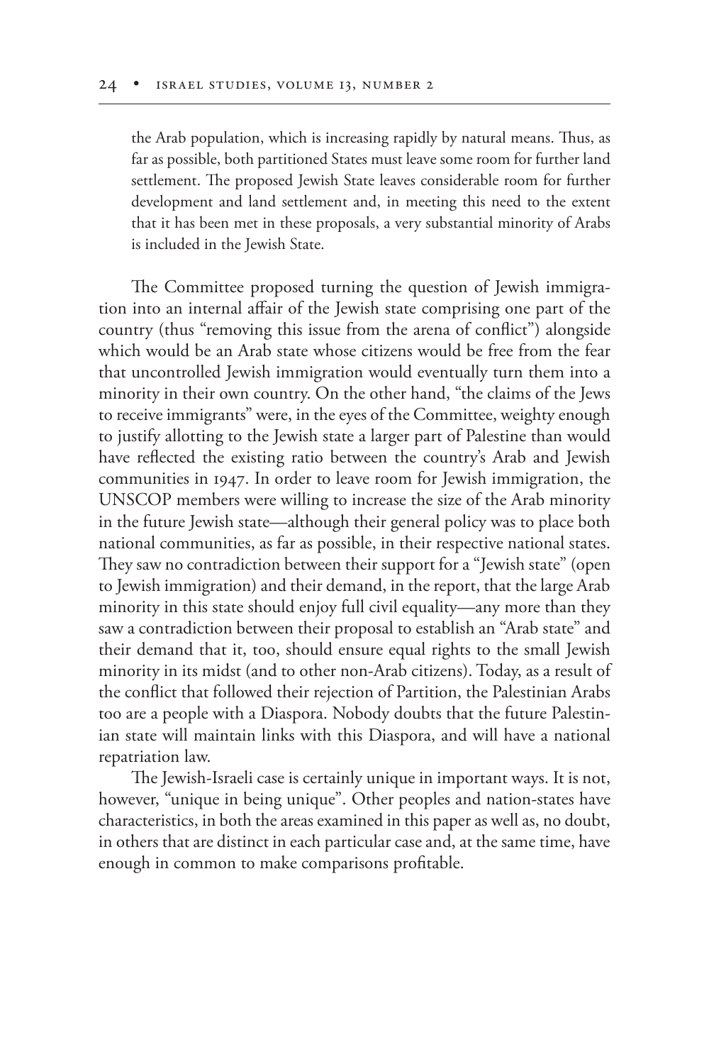> the Arab population, which is increasing rapidly by natural means. Thus, as far as possible, both partitioned States must leave some room for further land settlement. The proposed Jewish State leaves considerable room for further development and land settlement and, in meeting this need to the extent that it has been met in these proposals, a very substantial minority of Arabs is included in the Jewish State.

The Committee proposed turning the question of Jewish immigration into an internal affair of the Jewish state comprising one part of the country (thus "removing this issue from the arena of conflict") alongside which would be an Arab state whose citizens would be free from the fear that uncontrolled Jewish immigration would eventually turn them into a minority in their own country. On the other hand, "the claims of the Jews to receive immigrants" were, in the eyes of the Committee, weighty enough to justify allotting to the Jewish state a larger part of Palestine than would have reflected the existing ratio between the country's Arab and Jewish communities in 1947. In order to leave room for Jewish immigration, the UNSCOP members were willing to increase the size of the Arab minority in the future Jewish state—although their general policy was to place both national communities, as far as possible, in their respective national states. They saw no contradiction between their support for a "Jewish state" (open to Jewish immigration) and their demand, in the report, that the large Arab minority in this state should enjoy full civil equality—any more than they saw a contradiction between their proposal to establish an "Arab state" and their demand that it, too, should ensure equal rights to the small Jewish minority in its midst (and to other non-Arab citizens). Today, as a result of the conflict that followed their rejection of Partition, the Palestinian Arabs too are a people with a Diaspora. Nobody doubts that the future Palestinian state will maintain links with this Diaspora, and will have a national repatriation law.

The Jewish-Israeli case is certainly unique in important ways. It is not, however, "unique in being unique". Other peoples and nation-states have characteristics, in both the areas examined in this paper as well as, no doubt, in others that are distinct in each particular case and, at the same time, have enough in common to make comparisons profitable.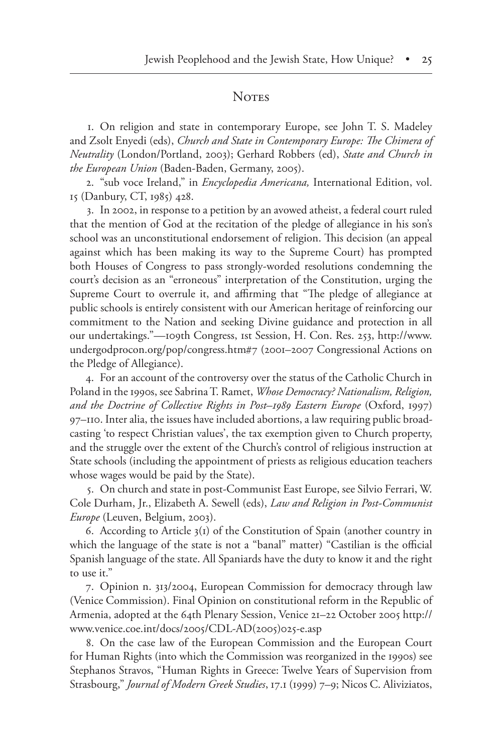## Notes

1. On religion and state in contemporary Europe, see John T. S. Madeley and Zsolt Enyedi (eds), *Church and State in Contemporary Europe: The Chimera of Neutrality* (London/Portland, 2003); Gerhard Robbers (ed), *State and Church in the European Union* (Baden-Baden, Germany, 2005).

2. "sub voce Ireland," in *Encyclopedia Americana,* International Edition, vol. 15 (Danbury, CT, 1985) 428.

3. In 2002, in response to a petition by an avowed atheist, a federal court ruled that the mention of God at the recitation of the pledge of allegiance in his son's school was an unconstitutional endorsement of religion. This decision (an appeal against which has been making its way to the Supreme Court) has prompted both Houses of Congress to pass strongly-worded resolutions condemning the court's decision as an "erroneous" interpretation of the Constitution, urging the Supreme Court to overrule it, and affirming that "The pledge of allegiance at public schools is entirely consistent with our American heritage of reinforcing our commitment to the Nation and seeking Divine guidance and protection in all our undertakings."—109th Congress, 1st Session, H. Con. Res. 253, http://www.undergodprocon.org/pop/congress.htm#7 (2001–2007 Congressional Actions on the Pledge of Allegiance).

4. For an account of the controversy over the status of the Catholic Church in Poland in the 1990s, see Sabrina T. Ramet, *Whose Democracy? Nationalism, Religion, and the Doctrine of Collective Rights in Post–1989 Eastern Europe* (Oxford, 1997) 97–110. Inter alia, the issues have included abortions, a law requiring public broadcasting 'to respect Christian values', the tax exemption given to Church property, and the struggle over the extent of the Church's control of religious instruction at State schools (including the appointment of priests as religious education teachers whose wages would be paid by the State).

5. On church and state in post-Communist East Europe, see Silvio Ferrari, W. Cole Durham, Jr., Elizabeth A. Sewell (eds), *Law and Religion in Post-Communist Europe* (Leuven, Belgium, 2003).

6. According to Article 3(1) of the Constitution of Spain (another country in which the language of the state is not a "banal" matter) "Castilian is the official Spanish language of the state. All Spaniards have the duty to know it and the right to use it."

7. Opinion n. 313/2004, European Commission for democracy through law (Venice Commission). Final Opinion on constitutional reform in the Republic of Armenia, adopted at the 64th Plenary Session, Venice 21–22 October 2005 http://www.venice.coe.int/docs/2005/CDL-AD(2005)025-e.asp

8. On the case law of the European Commission and the European Court for Human Rights (into which the Commission was reorganized in the 1990s) see Stephanos Stravos, "Human Rights in Greece: Twelve Years of Supervision from Strasbourg," *Journal of Modern Greek Studies*, 17.1 (1999) 7–9; Nicos C. Aliviziatos,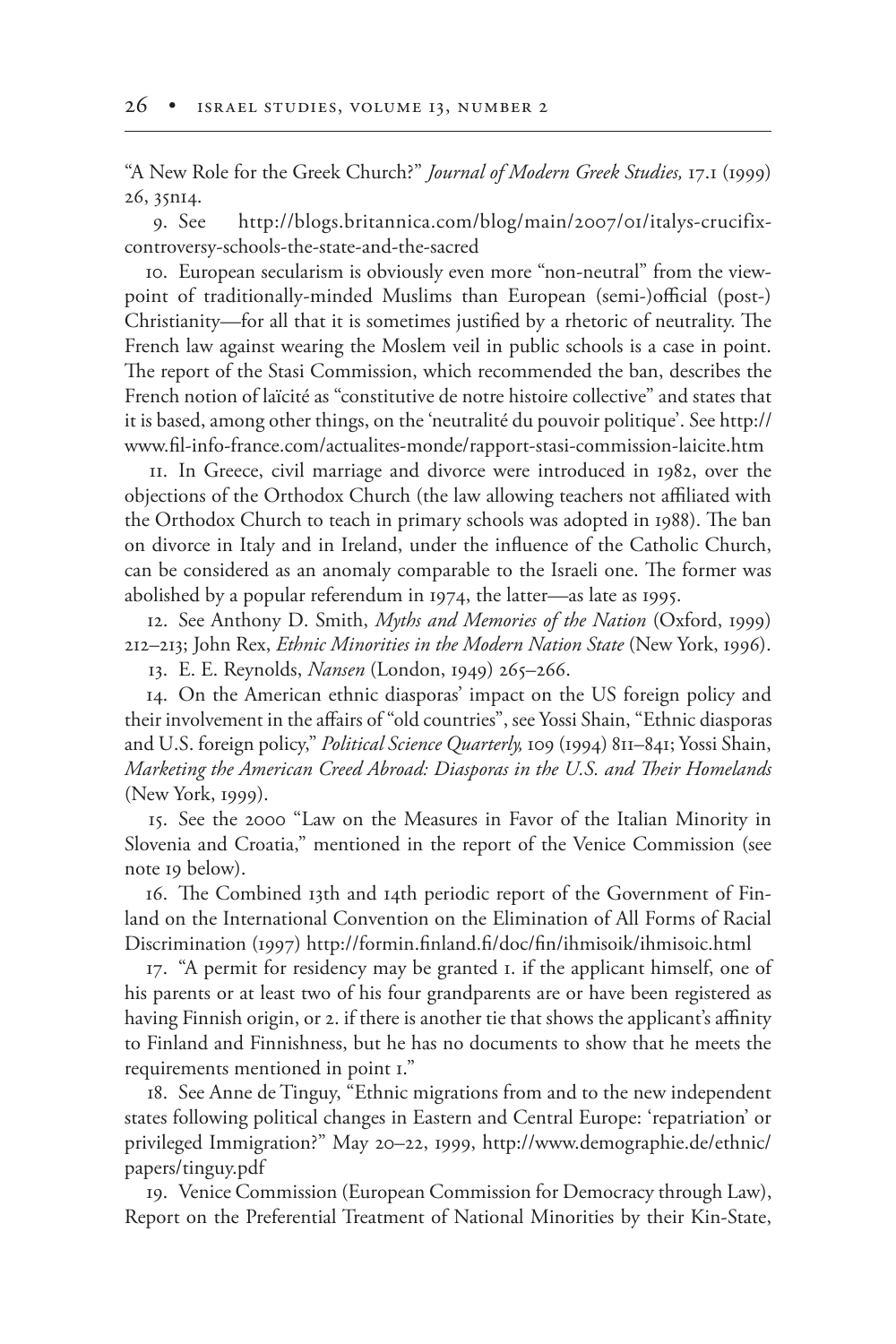"A New Role for the Greek Church?" *Journal of Modern Greek Studies,* 17.1 (1999) 26, 35n14.

9. See http://blogs.britannica.com/blog/main/2007/01/italys-crucifix-controversy-schools-the-state-and-the-sacred

10. European secularism is obviously even more "non-neutral" from the viewpoint of traditionally-minded Muslims than European (semi-)official (post-) Christianity—for all that it is sometimes justified by a rhetoric of neutrality. The French law against wearing the Moslem veil in public schools is a case in point. The report of the Stasi Commission, which recommended the ban, describes the French notion of laïcité as "constitutive de notre histoire collective" and states that it is based, among other things, on the 'neutralité du pouvoir politique'. See http://www.fil-info-france.com/actualites-monde/rapport-stasi-commission-laicite.htm

11. In Greece, civil marriage and divorce were introduced in 1982, over the objections of the Orthodox Church (the law allowing teachers not affiliated with the Orthodox Church to teach in primary schools was adopted in 1988). The ban on divorce in Italy and in Ireland, under the influence of the Catholic Church, can be considered as an anomaly comparable to the Israeli one. The former was abolished by a popular referendum in 1974, the latter—as late as 1995.

12. See Anthony D. Smith, *Myths and Memories of the Nation* (Oxford, 1999) 212–213; John Rex, *Ethnic Minorities in the Modern Nation State* (New York, 1996).

13. E. E. Reynolds, *Nansen* (London, 1949) 265–266.

14. On the American ethnic diasporas' impact on the US foreign policy and their involvement in the affairs of "old countries", see Yossi Shain, "Ethnic diasporas and U.S. foreign policy," *Political Science Quarterly,* 109 (1994) 811–841; Yossi Shain, *Marketing the American Creed Abroad: Diasporas in the U.S. and Their Homelands* (New York, 1999).

15. See the 2000 "Law on the Measures in Favor of the Italian Minority in Slovenia and Croatia," mentioned in the report of the Venice Commission (see note 19 below).

16. The Combined 13th and 14th periodic report of the Government of Finland on the International Convention on the Elimination of All Forms of Racial Discrimination (1997) http://formin.finland.fi/doc/fin/ihmisoik/ihmisoic.html

17. "A permit for residency may be granted 1. if the applicant himself, one of his parents or at least two of his four grandparents are or have been registered as having Finnish origin, or 2. if there is another tie that shows the applicant's affinity to Finland and Finnishness, but he has no documents to show that he meets the requirements mentioned in point 1."

18. See Anne de Tinguy, "Ethnic migrations from and to the new independent states following political changes in Eastern and Central Europe: 'repatriation' or privileged Immigration?" May 20–22, 1999, http://www.demographie.de/ethnic/papers/tinguy.pdf

19. Venice Commission (European Commission for Democracy through Law), Report on the Preferential Treatment of National Minorities by their Kin-State,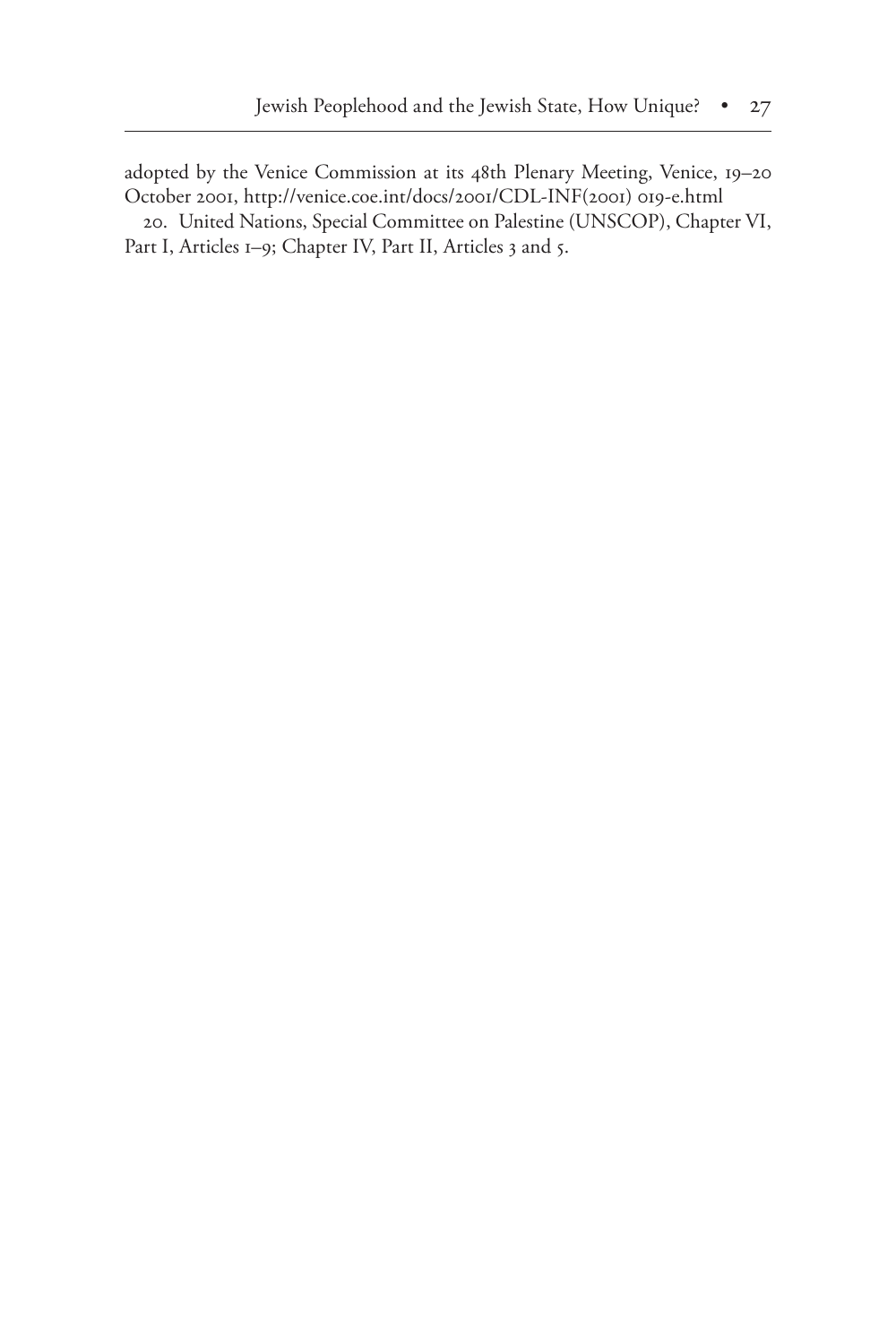adopted by the Venice Commission at its 48th Plenary Meeting, Venice, 19–20 October 2001, http://venice.coe.int/docs/2001/CDL-INF(2001) 019-e.html

20. United Nations, Special Committee on Palestine (UNSCOP), Chapter VI, Part I, Articles 1–9; Chapter IV, Part II, Articles 3 and 5.